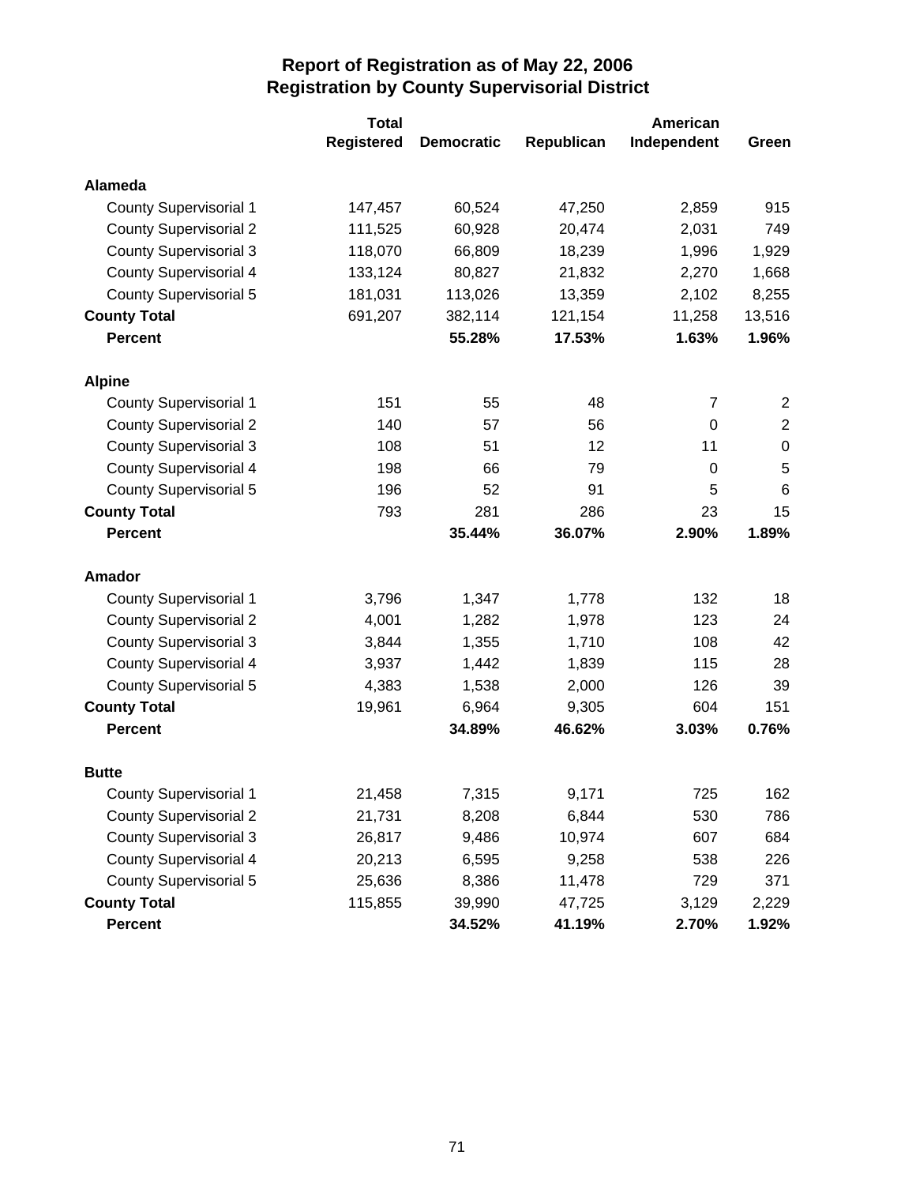# Report of Registration as of May 22, 2006
## Registration by County Supervisorial District

| | Total Registered | Democratic | Republican | American Independent | Green |
|---|---|---|---|---|---|
| **Alameda** | | | | | |
| County Supervisorial 1 | 147,457 | 60,524 | 47,250 | 2,859 | 915 |
| County Supervisorial 2 | 111,525 | 60,928 | 20,474 | 2,031 | 749 |
| County Supervisorial 3 | 118,070 | 66,809 | 18,239 | 1,996 | 1,929 |
| County Supervisorial 4 | 133,124 | 80,827 | 21,832 | 2,270 | 1,668 |
| County Supervisorial 5 | 181,031 | 113,026 | 13,359 | 2,102 | 8,255 |
| **County Total** | 691,207 | 382,114 | 121,154 | 11,258 | 13,516 |
| **Percent** | | **55.28%** | **17.53%** | **1.63%** | **1.96%** |
| **Alpine** | | | | | |
| County Supervisorial 1 | 151 | 55 | 48 | 7 | 2 |
| County Supervisorial 2 | 140 | 57 | 56 | 0 | 2 |
| County Supervisorial 3 | 108 | 51 | 12 | 11 | 0 |
| County Supervisorial 4 | 198 | 66 | 79 | 0 | 5 |
| County Supervisorial 5 | 196 | 52 | 91 | 5 | 6 |
| **County Total** | 793 | 281 | 286 | 23 | 15 |
| **Percent** | | **35.44%** | **36.07%** | **2.90%** | **1.89%** |
| **Amador** | | | | | |
| County Supervisorial 1 | 3,796 | 1,347 | 1,778 | 132 | 18 |
| County Supervisorial 2 | 4,001 | 1,282 | 1,978 | 123 | 24 |
| County Supervisorial 3 | 3,844 | 1,355 | 1,710 | 108 | 42 |
| County Supervisorial 4 | 3,937 | 1,442 | 1,839 | 115 | 28 |
| County Supervisorial 5 | 4,383 | 1,538 | 2,000 | 126 | 39 |
| **County Total** | 19,961 | 6,964 | 9,305 | 604 | 151 |
| **Percent** | | **34.89%** | **46.62%** | **3.03%** | **0.76%** |
| **Butte** | | | | | |
| County Supervisorial 1 | 21,458 | 7,315 | 9,171 | 725 | 162 |
| County Supervisorial 2 | 21,731 | 8,208 | 6,844 | 530 | 786 |
| County Supervisorial 3 | 26,817 | 9,486 | 10,974 | 607 | 684 |
| County Supervisorial 4 | 20,213 | 6,595 | 9,258 | 538 | 226 |
| County Supervisorial 5 | 25,636 | 8,386 | 11,478 | 729 | 371 |
| **County Total** | 115,855 | 39,990 | 47,725 | 3,129 | 2,229 |
| **Percent** | | **34.52%** | **41.19%** | **2.70%** | **1.92%** |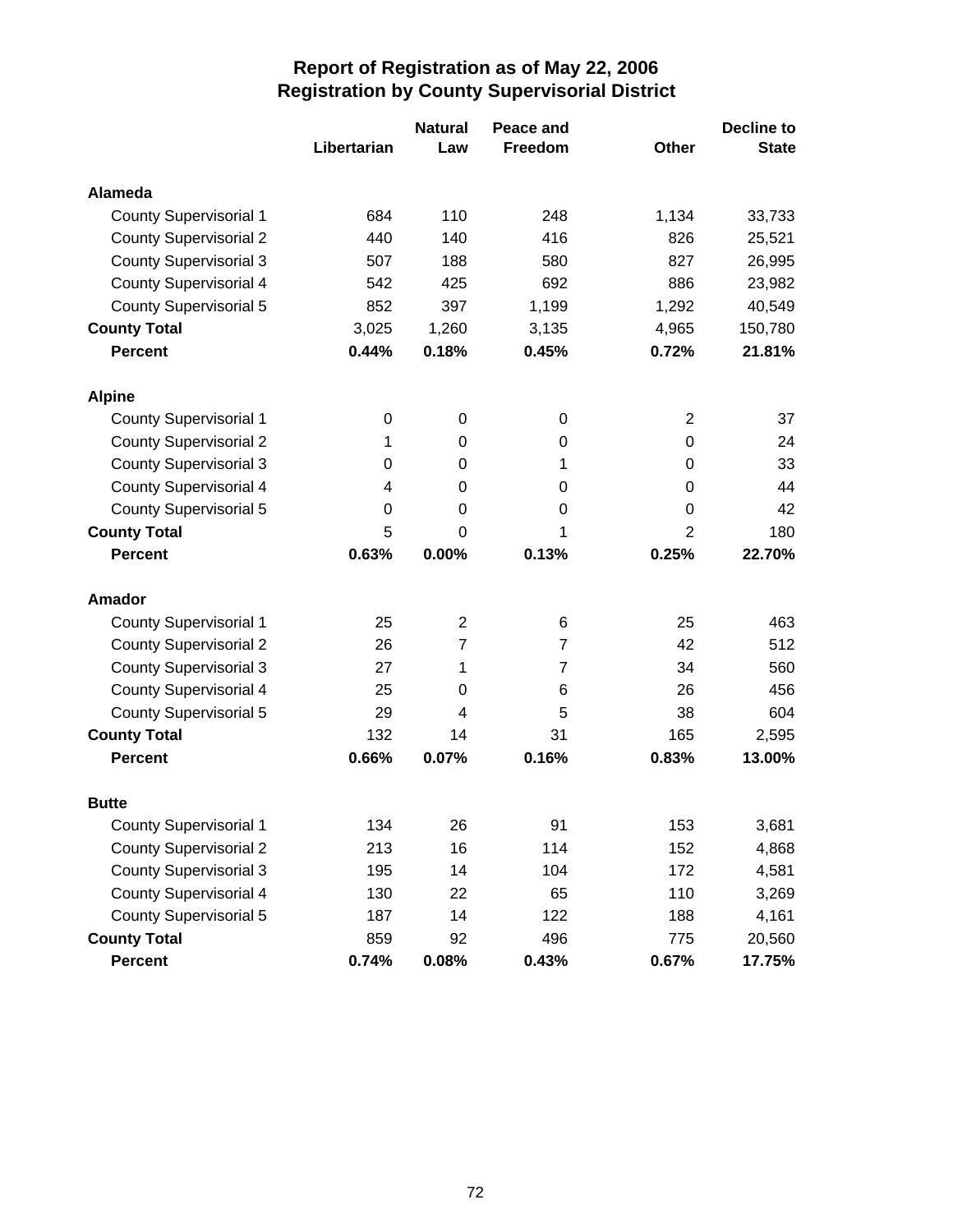# Report of Registration as of May 22, 2006
## Registration by County Supervisorial District

| | Libertarian | Natural Law | Peace and Freedom | Other | Decline to State |
|---|---|---|---|---|---|
| **Alameda** | | | | | |
| County Supervisorial 1 | 684 | 110 | 248 | 1,134 | 33,733 |
| County Supervisorial 2 | 440 | 140 | 416 | 826 | 25,521 |
| County Supervisorial 3 | 507 | 188 | 580 | 827 | 26,995 |
| County Supervisorial 4 | 542 | 425 | 692 | 886 | 23,982 |
| County Supervisorial 5 | 852 | 397 | 1,199 | 1,292 | 40,549 |
| **County Total** | 3,025 | 1,260 | 3,135 | 4,965 | 150,780 |
| **Percent** | **0.44%** | **0.18%** | **0.45%** | **0.72%** | **21.81%** |
| **Alpine** | | | | | |
| County Supervisorial 1 | 0 | 0 | 0 | 2 | 37 |
| County Supervisorial 2 | 1 | 0 | 0 | 0 | 24 |
| County Supervisorial 3 | 0 | 0 | 1 | 0 | 33 |
| County Supervisorial 4 | 4 | 0 | 0 | 0 | 44 |
| County Supervisorial 5 | 0 | 0 | 0 | 0 | 42 |
| **County Total** | 5 | 0 | 1 | 2 | 180 |
| **Percent** | **0.63%** | **0.00%** | **0.13%** | **0.25%** | **22.70%** |
| **Amador** | | | | | |
| County Supervisorial 1 | 25 | 2 | 6 | 25 | 463 |
| County Supervisorial 2 | 26 | 7 | 7 | 42 | 512 |
| County Supervisorial 3 | 27 | 1 | 7 | 34 | 560 |
| County Supervisorial 4 | 25 | 0 | 6 | 26 | 456 |
| County Supervisorial 5 | 29 | 4 | 5 | 38 | 604 |
| **County Total** | 132 | 14 | 31 | 165 | 2,595 |
| **Percent** | **0.66%** | **0.07%** | **0.16%** | **0.83%** | **13.00%** |
| **Butte** | | | | | |
| County Supervisorial 1 | 134 | 26 | 91 | 153 | 3,681 |
| County Supervisorial 2 | 213 | 16 | 114 | 152 | 4,868 |
| County Supervisorial 3 | 195 | 14 | 104 | 172 | 4,581 |
| County Supervisorial 4 | 130 | 22 | 65 | 110 | 3,269 |
| County Supervisorial 5 | 187 | 14 | 122 | 188 | 4,161 |
| **County Total** | 859 | 92 | 496 | 775 | 20,560 |
| **Percent** | **0.74%** | **0.08%** | **0.43%** | **0.67%** | **17.75%** |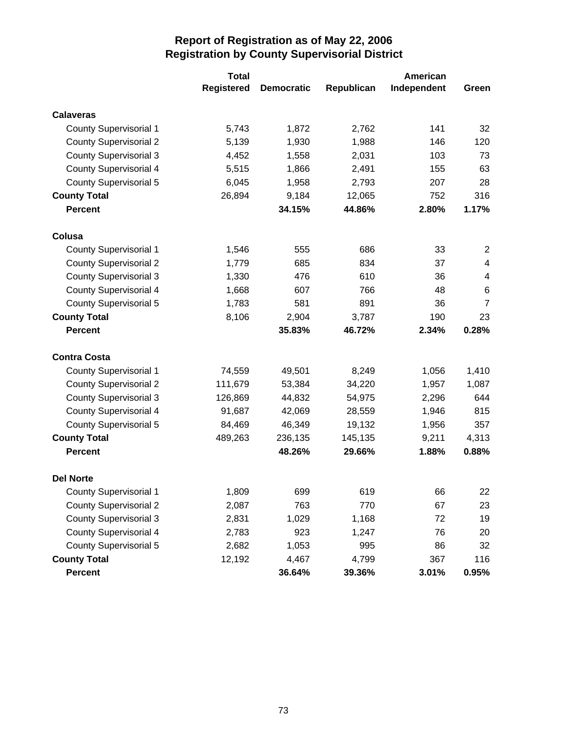# Report of Registration as of May 22, 2006
## Registration by County Supervisorial District

| | Total Registered | Democratic | Republican | American Independent | Green |
|---|---|---|---|---|---|
| **Calaveras** | | | | | |
| County Supervisorial 1 | 5,743 | 1,872 | 2,762 | 141 | 32 |
| County Supervisorial 2 | 5,139 | 1,930 | 1,988 | 146 | 120 |
| County Supervisorial 3 | 4,452 | 1,558 | 2,031 | 103 | 73 |
| County Supervisorial 4 | 5,515 | 1,866 | 2,491 | 155 | 63 |
| County Supervisorial 5 | 6,045 | 1,958 | 2,793 | 207 | 28 |
| **County Total** | 26,894 | 9,184 | 12,065 | 752 | 316 |
| **Percent** | | **34.15%** | **44.86%** | **2.80%** | **1.17%** |
| **Colusa** | | | | | |
| County Supervisorial 1 | 1,546 | 555 | 686 | 33 | 2 |
| County Supervisorial 2 | 1,779 | 685 | 834 | 37 | 4 |
| County Supervisorial 3 | 1,330 | 476 | 610 | 36 | 4 |
| County Supervisorial 4 | 1,668 | 607 | 766 | 48 | 6 |
| County Supervisorial 5 | 1,783 | 581 | 891 | 36 | 7 |
| **County Total** | 8,106 | 2,904 | 3,787 | 190 | 23 |
| **Percent** | | **35.83%** | **46.72%** | **2.34%** | **0.28%** |
| **Contra Costa** | | | | | |
| County Supervisorial 1 | 74,559 | 49,501 | 8,249 | 1,056 | 1,410 |
| County Supervisorial 2 | 111,679 | 53,384 | 34,220 | 1,957 | 1,087 |
| County Supervisorial 3 | 126,869 | 44,832 | 54,975 | 2,296 | 644 |
| County Supervisorial 4 | 91,687 | 42,069 | 28,559 | 1,946 | 815 |
| County Supervisorial 5 | 84,469 | 46,349 | 19,132 | 1,956 | 357 |
| **County Total** | 489,263 | 236,135 | 145,135 | 9,211 | 4,313 |
| **Percent** | | **48.26%** | **29.66%** | **1.88%** | **0.88%** |
| **Del Norte** | | | | | |
| County Supervisorial 1 | 1,809 | 699 | 619 | 66 | 22 |
| County Supervisorial 2 | 2,087 | 763 | 770 | 67 | 23 |
| County Supervisorial 3 | 2,831 | 1,029 | 1,168 | 72 | 19 |
| County Supervisorial 4 | 2,783 | 923 | 1,247 | 76 | 20 |
| County Supervisorial 5 | 2,682 | 1,053 | 995 | 86 | 32 |
| **County Total** | 12,192 | 4,467 | 4,799 | 367 | 116 |
| **Percent** | | **36.64%** | **39.36%** | **3.01%** | **0.95%** |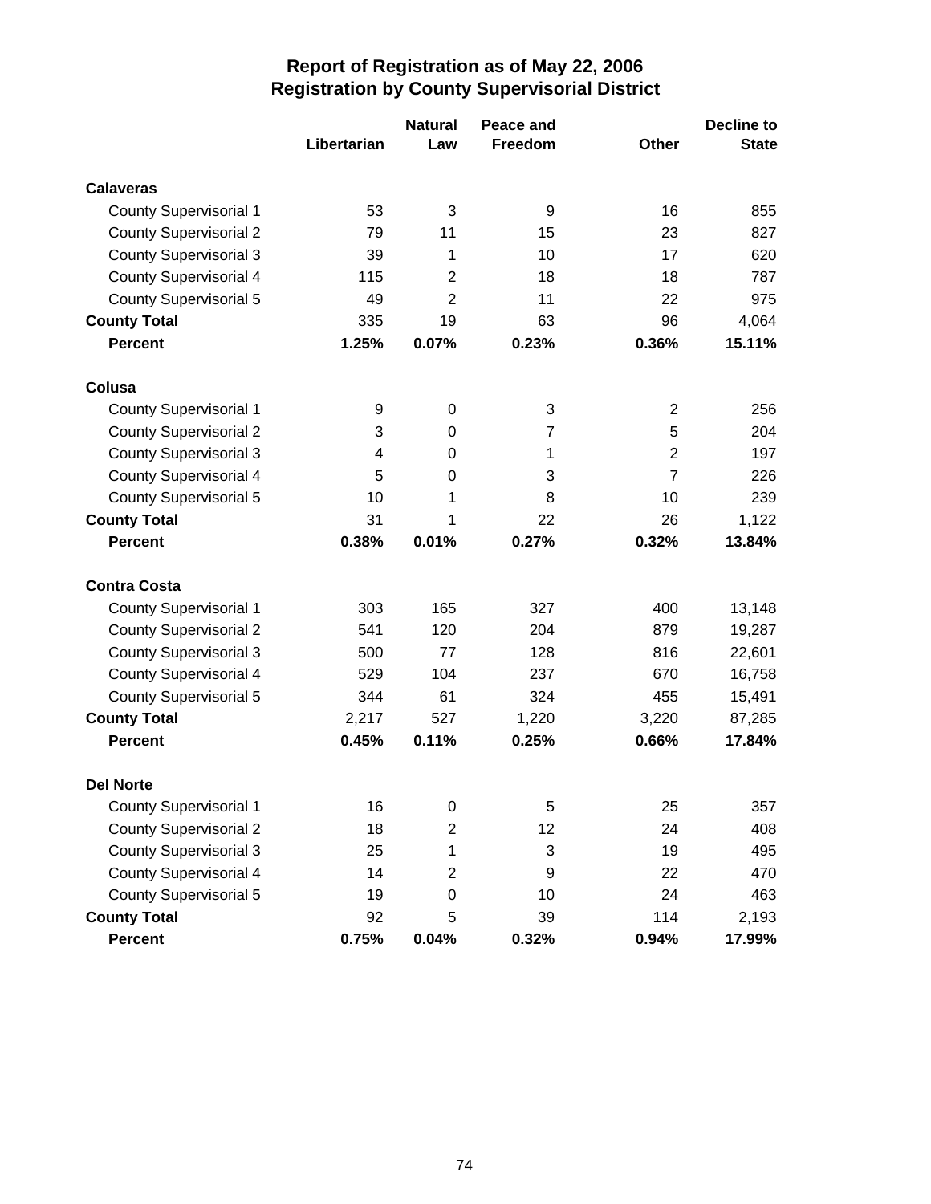# Report of Registration as of May 22, 2006
## Registration by County Supervisorial District

| | Libertarian | Natural Law | Peace and Freedom | Other | Decline to State |
|---|---|---|---|---|---|
| **Calaveras** | | | | | |
| County Supervisorial 1 | 53 | 3 | 9 | 16 | 855 |
| County Supervisorial 2 | 79 | 11 | 15 | 23 | 827 |
| County Supervisorial 3 | 39 | 1 | 10 | 17 | 620 |
| County Supervisorial 4 | 115 | 2 | 18 | 18 | 787 |
| County Supervisorial 5 | 49 | 2 | 11 | 22 | 975 |
| **County Total** | 335 | 19 | 63 | 96 | 4,064 |
| **Percent** | **1.25%** | **0.07%** | **0.23%** | **0.36%** | **15.11%** |
| **Colusa** | | | | | |
| County Supervisorial 1 | 9 | 0 | 3 | 2 | 256 |
| County Supervisorial 2 | 3 | 0 | 7 | 5 | 204 |
| County Supervisorial 3 | 4 | 0 | 1 | 2 | 197 |
| County Supervisorial 4 | 5 | 0 | 3 | 7 | 226 |
| County Supervisorial 5 | 10 | 1 | 8 | 10 | 239 |
| **County Total** | 31 | 1 | 22 | 26 | 1,122 |
| **Percent** | **0.38%** | **0.01%** | **0.27%** | **0.32%** | **13.84%** |
| **Contra Costa** | | | | | |
| County Supervisorial 1 | 303 | 165 | 327 | 400 | 13,148 |
| County Supervisorial 2 | 541 | 120 | 204 | 879 | 19,287 |
| County Supervisorial 3 | 500 | 77 | 128 | 816 | 22,601 |
| County Supervisorial 4 | 529 | 104 | 237 | 670 | 16,758 |
| County Supervisorial 5 | 344 | 61 | 324 | 455 | 15,491 |
| **County Total** | 2,217 | 527 | 1,220 | 3,220 | 87,285 |
| **Percent** | **0.45%** | **0.11%** | **0.25%** | **0.66%** | **17.84%** |
| **Del Norte** | | | | | |
| County Supervisorial 1 | 16 | 0 | 5 | 25 | 357 |
| County Supervisorial 2 | 18 | 2 | 12 | 24 | 408 |
| County Supervisorial 3 | 25 | 1 | 3 | 19 | 495 |
| County Supervisorial 4 | 14 | 2 | 9 | 22 | 470 |
| County Supervisorial 5 | 19 | 0 | 10 | 24 | 463 |
| **County Total** | 92 | 5 | 39 | 114 | 2,193 |
| **Percent** | **0.75%** | **0.04%** | **0.32%** | **0.94%** | **17.99%** |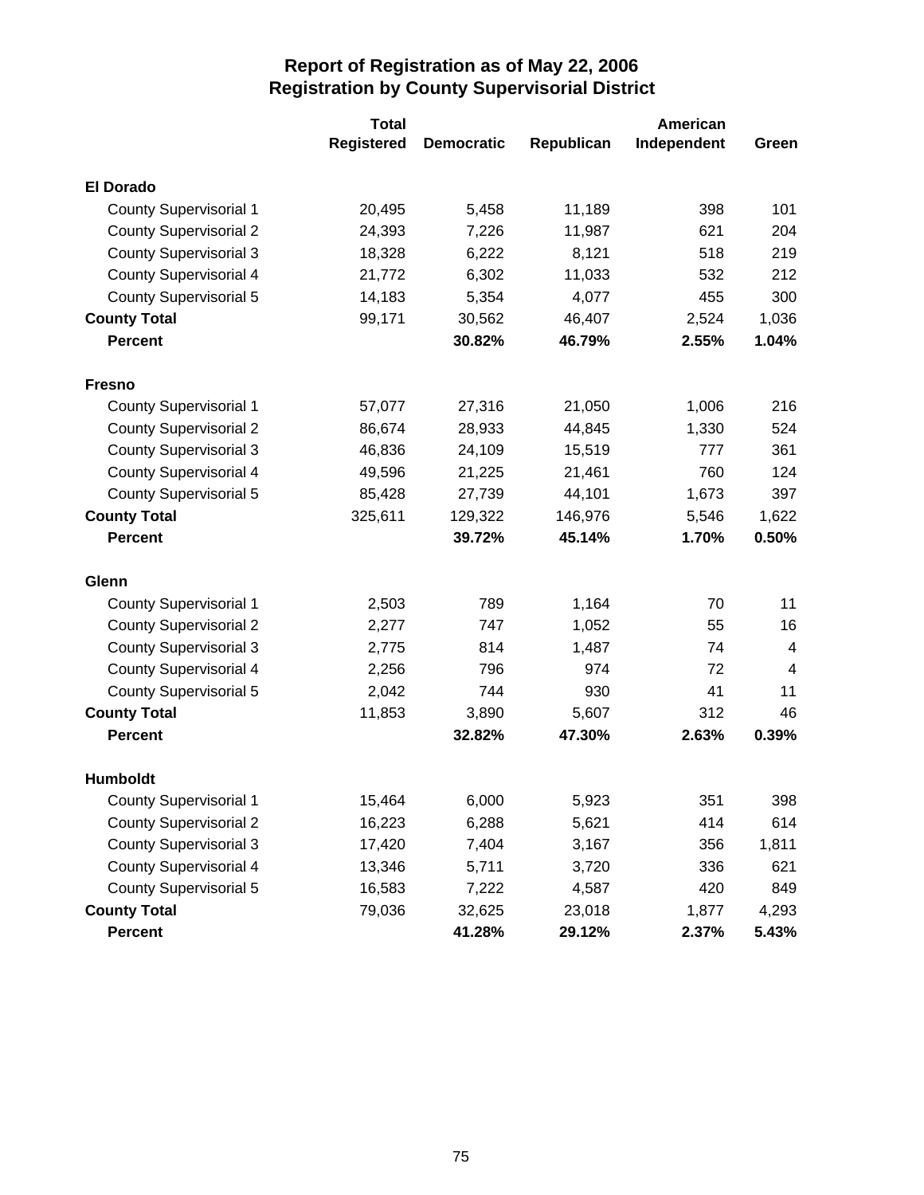# Report of Registration as of May 22, 2006
## Registration by County Supervisorial District

| | Total Registered | Democratic | Republican | American Independent | Green |
|---|---|---|---|---|---|
| **El Dorado** | | | | | |
| County Supervisorial 1 | 20,495 | 5,458 | 11,189 | 398 | 101 |
| County Supervisorial 2 | 24,393 | 7,226 | 11,987 | 621 | 204 |
| County Supervisorial 3 | 18,328 | 6,222 | 8,121 | 518 | 219 |
| County Supervisorial 4 | 21,772 | 6,302 | 11,033 | 532 | 212 |
| County Supervisorial 5 | 14,183 | 5,354 | 4,077 | 455 | 300 |
| **County Total** | 99,171 | 30,562 | 46,407 | 2,524 | 1,036 |
| **Percent** | | **30.82%** | **46.79%** | **2.55%** | **1.04%** |
| **Fresno** | | | | | |
| County Supervisorial 1 | 57,077 | 27,316 | 21,050 | 1,006 | 216 |
| County Supervisorial 2 | 86,674 | 28,933 | 44,845 | 1,330 | 524 |
| County Supervisorial 3 | 46,836 | 24,109 | 15,519 | 777 | 361 |
| County Supervisorial 4 | 49,596 | 21,225 | 21,461 | 760 | 124 |
| County Supervisorial 5 | 85,428 | 27,739 | 44,101 | 1,673 | 397 |
| **County Total** | 325,611 | 129,322 | 146,976 | 5,546 | 1,622 |
| **Percent** | | **39.72%** | **45.14%** | **1.70%** | **0.50%** |
| **Glenn** | | | | | |
| County Supervisorial 1 | 2,503 | 789 | 1,164 | 70 | 11 |
| County Supervisorial 2 | 2,277 | 747 | 1,052 | 55 | 16 |
| County Supervisorial 3 | 2,775 | 814 | 1,487 | 74 | 4 |
| County Supervisorial 4 | 2,256 | 796 | 974 | 72 | 4 |
| County Supervisorial 5 | 2,042 | 744 | 930 | 41 | 11 |
| **County Total** | 11,853 | 3,890 | 5,607 | 312 | 46 |
| **Percent** | | **32.82%** | **47.30%** | **2.63%** | **0.39%** |
| **Humboldt** | | | | | |
| County Supervisorial 1 | 15,464 | 6,000 | 5,923 | 351 | 398 |
| County Supervisorial 2 | 16,223 | 6,288 | 5,621 | 414 | 614 |
| County Supervisorial 3 | 17,420 | 7,404 | 3,167 | 356 | 1,811 |
| County Supervisorial 4 | 13,346 | 5,711 | 3,720 | 336 | 621 |
| County Supervisorial 5 | 16,583 | 7,222 | 4,587 | 420 | 849 |
| **County Total** | 79,036 | 32,625 | 23,018 | 1,877 | 4,293 |
| **Percent** | | **41.28%** | **29.12%** | **2.37%** | **5.43%** |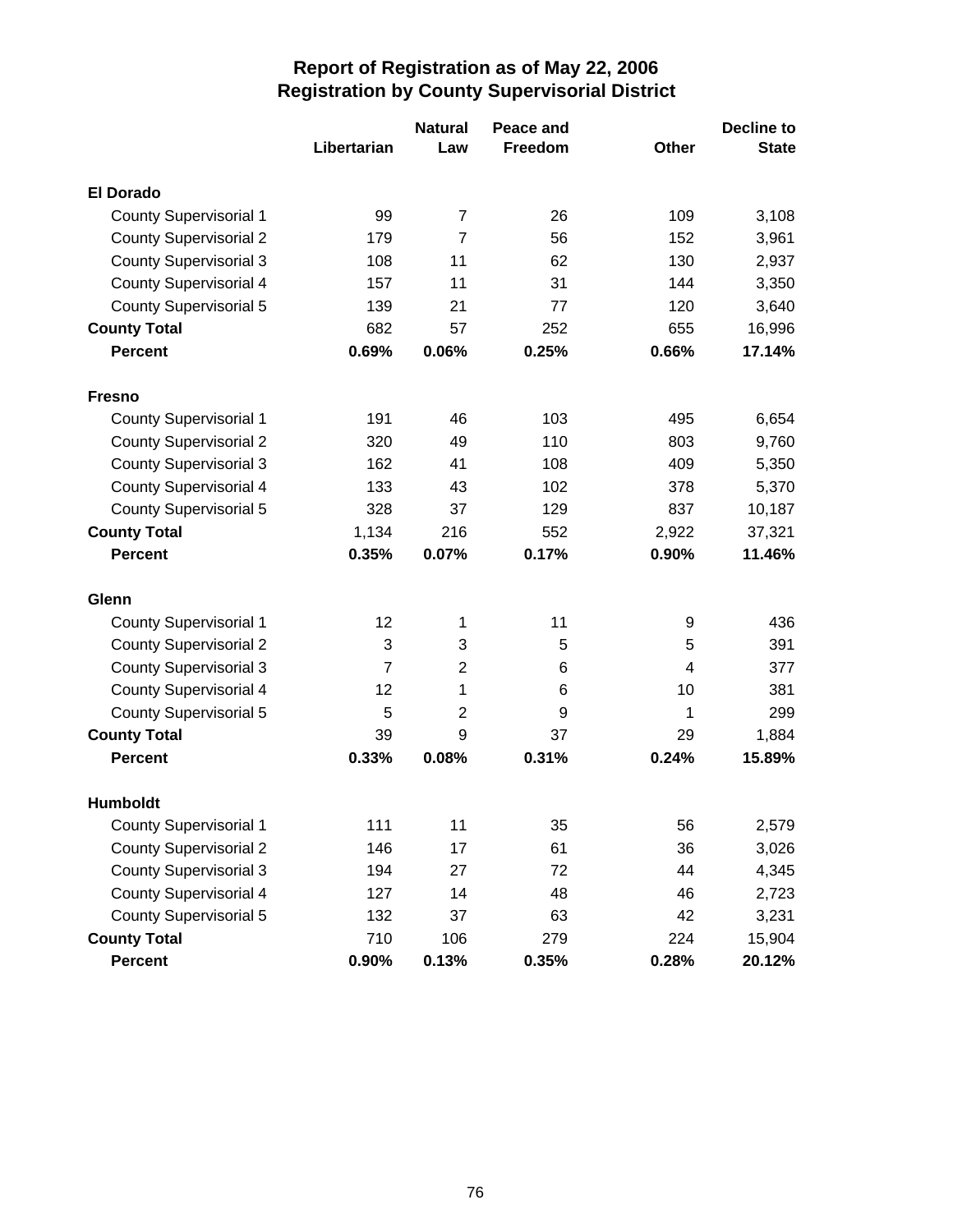# Report of Registration as of May 22, 2006
## Registration by County Supervisorial District

| | Libertarian | Natural Law | Peace and Freedom | Other | Decline to State |
|---|---|---|---|---|---|
| **El Dorado** | | | | | |
| County Supervisorial 1 | 99 | 7 | 26 | 109 | 3,108 |
| County Supervisorial 2 | 179 | 7 | 56 | 152 | 3,961 |
| County Supervisorial 3 | 108 | 11 | 62 | 130 | 2,937 |
| County Supervisorial 4 | 157 | 11 | 31 | 144 | 3,350 |
| County Supervisorial 5 | 139 | 21 | 77 | 120 | 3,640 |
| **County Total** | 682 | 57 | 252 | 655 | 16,996 |
| **Percent** | **0.69%** | **0.06%** | **0.25%** | **0.66%** | **17.14%** |
| **Fresno** | | | | | |
| County Supervisorial 1 | 191 | 46 | 103 | 495 | 6,654 |
| County Supervisorial 2 | 320 | 49 | 110 | 803 | 9,760 |
| County Supervisorial 3 | 162 | 41 | 108 | 409 | 5,350 |
| County Supervisorial 4 | 133 | 43 | 102 | 378 | 5,370 |
| County Supervisorial 5 | 328 | 37 | 129 | 837 | 10,187 |
| **County Total** | 1,134 | 216 | 552 | 2,922 | 37,321 |
| **Percent** | **0.35%** | **0.07%** | **0.17%** | **0.90%** | **11.46%** |
| **Glenn** | | | | | |
| County Supervisorial 1 | 12 | 1 | 11 | 9 | 436 |
| County Supervisorial 2 | 3 | 3 | 5 | 5 | 391 |
| County Supervisorial 3 | 7 | 2 | 6 | 4 | 377 |
| County Supervisorial 4 | 12 | 1 | 6 | 10 | 381 |
| County Supervisorial 5 | 5 | 2 | 9 | 1 | 299 |
| **County Total** | 39 | 9 | 37 | 29 | 1,884 |
| **Percent** | **0.33%** | **0.08%** | **0.31%** | **0.24%** | **15.89%** |
| **Humboldt** | | | | | |
| County Supervisorial 1 | 111 | 11 | 35 | 56 | 2,579 |
| County Supervisorial 2 | 146 | 17 | 61 | 36 | 3,026 |
| County Supervisorial 3 | 194 | 27 | 72 | 44 | 4,345 |
| County Supervisorial 4 | 127 | 14 | 48 | 46 | 2,723 |
| County Supervisorial 5 | 132 | 37 | 63 | 42 | 3,231 |
| **County Total** | 710 | 106 | 279 | 224 | 15,904 |
| **Percent** | **0.90%** | **0.13%** | **0.35%** | **0.28%** | **20.12%** |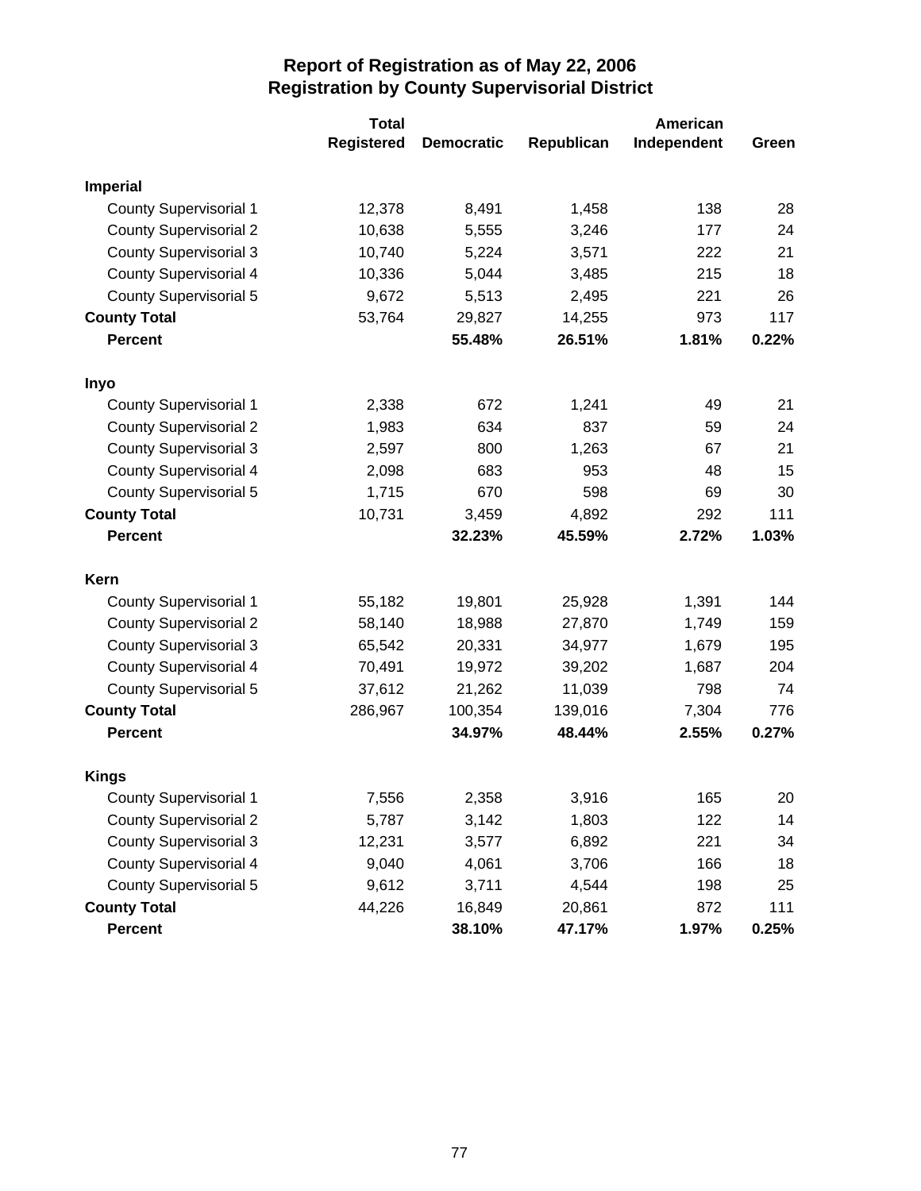# Report of Registration as of May 22, 2006
## Registration by County Supervisorial District

| | Total Registered | Democratic | Republican | American Independent | Green |
|---|---|---|---|---|---|
| **Imperial** | | | | | |
| County Supervisorial 1 | 12,378 | 8,491 | 1,458 | 138 | 28 |
| County Supervisorial 2 | 10,638 | 5,555 | 3,246 | 177 | 24 |
| County Supervisorial 3 | 10,740 | 5,224 | 3,571 | 222 | 21 |
| County Supervisorial 4 | 10,336 | 5,044 | 3,485 | 215 | 18 |
| County Supervisorial 5 | 9,672 | 5,513 | 2,495 | 221 | 26 |
| **County Total** | 53,764 | 29,827 | 14,255 | 973 | 117 |
| **Percent** | | **55.48%** | **26.51%** | **1.81%** | **0.22%** |
| **Inyo** | | | | | |
| County Supervisorial 1 | 2,338 | 672 | 1,241 | 49 | 21 |
| County Supervisorial 2 | 1,983 | 634 | 837 | 59 | 24 |
| County Supervisorial 3 | 2,597 | 800 | 1,263 | 67 | 21 |
| County Supervisorial 4 | 2,098 | 683 | 953 | 48 | 15 |
| County Supervisorial 5 | 1,715 | 670 | 598 | 69 | 30 |
| **County Total** | 10,731 | 3,459 | 4,892 | 292 | 111 |
| **Percent** | | **32.23%** | **45.59%** | **2.72%** | **1.03%** |
| **Kern** | | | | | |
| County Supervisorial 1 | 55,182 | 19,801 | 25,928 | 1,391 | 144 |
| County Supervisorial 2 | 58,140 | 18,988 | 27,870 | 1,749 | 159 |
| County Supervisorial 3 | 65,542 | 20,331 | 34,977 | 1,679 | 195 |
| County Supervisorial 4 | 70,491 | 19,972 | 39,202 | 1,687 | 204 |
| County Supervisorial 5 | 37,612 | 21,262 | 11,039 | 798 | 74 |
| **County Total** | 286,967 | 100,354 | 139,016 | 7,304 | 776 |
| **Percent** | | **34.97%** | **48.44%** | **2.55%** | **0.27%** |
| **Kings** | | | | | |
| County Supervisorial 1 | 7,556 | 2,358 | 3,916 | 165 | 20 |
| County Supervisorial 2 | 5,787 | 3,142 | 1,803 | 122 | 14 |
| County Supervisorial 3 | 12,231 | 3,577 | 6,892 | 221 | 34 |
| County Supervisorial 4 | 9,040 | 4,061 | 3,706 | 166 | 18 |
| County Supervisorial 5 | 9,612 | 3,711 | 4,544 | 198 | 25 |
| **County Total** | 44,226 | 16,849 | 20,861 | 872 | 111 |
| **Percent** | | **38.10%** | **47.17%** | **1.97%** | **0.25%** |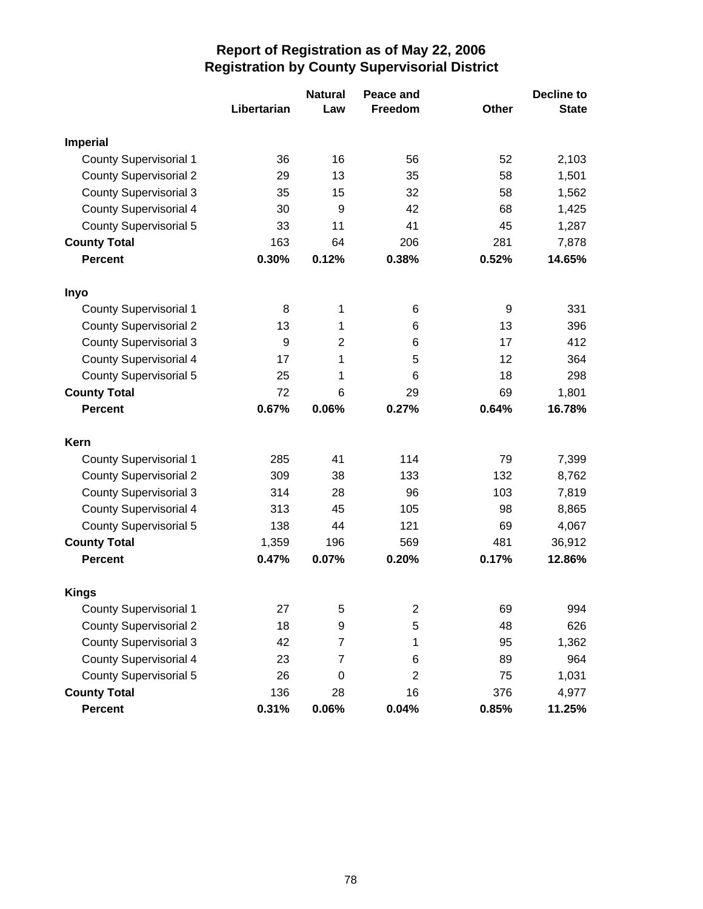# Report of Registration as of May 22, 2006
## Registration by County Supervisorial District

| | Libertarian | Natural Law | Peace and Freedom | Other | Decline to State |
|---|---|---|---|---|---|
| **Imperial** | | | | | |
| County Supervisorial 1 | 36 | 16 | 56 | 52 | 2,103 |
| County Supervisorial 2 | 29 | 13 | 35 | 58 | 1,501 |
| County Supervisorial 3 | 35 | 15 | 32 | 58 | 1,562 |
| County Supervisorial 4 | 30 | 9 | 42 | 68 | 1,425 |
| County Supervisorial 5 | 33 | 11 | 41 | 45 | 1,287 |
| **County Total** | 163 | 64 | 206 | 281 | 7,878 |
| **Percent** | **0.30%** | **0.12%** | **0.38%** | **0.52%** | **14.65%** |
| **Inyo** | | | | | |
| County Supervisorial 1 | 8 | 1 | 6 | 9 | 331 |
| County Supervisorial 2 | 13 | 1 | 6 | 13 | 396 |
| County Supervisorial 3 | 9 | 2 | 6 | 17 | 412 |
| County Supervisorial 4 | 17 | 1 | 5 | 12 | 364 |
| County Supervisorial 5 | 25 | 1 | 6 | 18 | 298 |
| **County Total** | 72 | 6 | 29 | 69 | 1,801 |
| **Percent** | **0.67%** | **0.06%** | **0.27%** | **0.64%** | **16.78%** |
| **Kern** | | | | | |
| County Supervisorial 1 | 285 | 41 | 114 | 79 | 7,399 |
| County Supervisorial 2 | 309 | 38 | 133 | 132 | 8,762 |
| County Supervisorial 3 | 314 | 28 | 96 | 103 | 7,819 |
| County Supervisorial 4 | 313 | 45 | 105 | 98 | 8,865 |
| County Supervisorial 5 | 138 | 44 | 121 | 69 | 4,067 |
| **County Total** | 1,359 | 196 | 569 | 481 | 36,912 |
| **Percent** | **0.47%** | **0.07%** | **0.20%** | **0.17%** | **12.86%** |
| **Kings** | | | | | |
| County Supervisorial 1 | 27 | 5 | 2 | 69 | 994 |
| County Supervisorial 2 | 18 | 9 | 5 | 48 | 626 |
| County Supervisorial 3 | 42 | 7 | 1 | 95 | 1,362 |
| County Supervisorial 4 | 23 | 7 | 6 | 89 | 964 |
| County Supervisorial 5 | 26 | 0 | 2 | 75 | 1,031 |
| **County Total** | 136 | 28 | 16 | 376 | 4,977 |
| **Percent** | **0.31%** | **0.06%** | **0.04%** | **0.85%** | **11.25%** |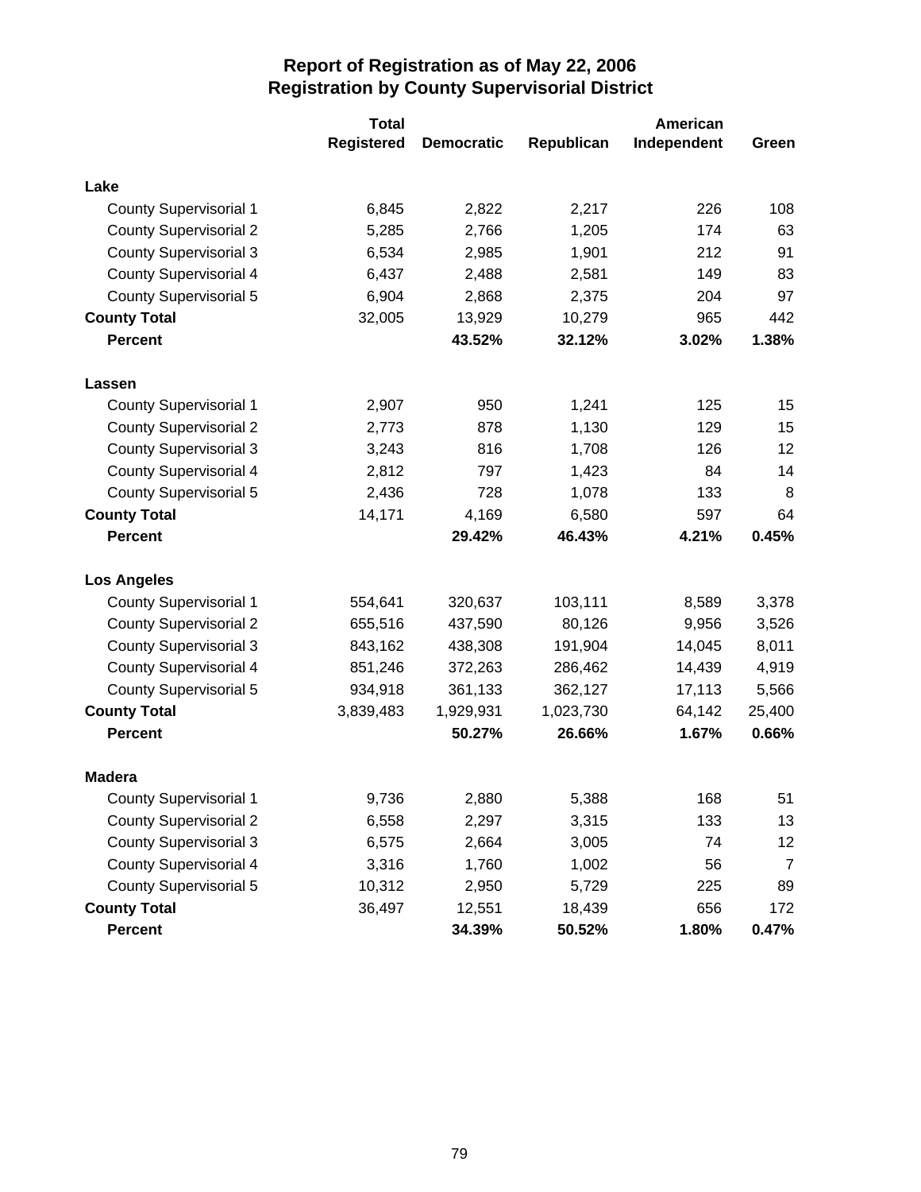# Report of Registration as of May 22, 2006
## Registration by County Supervisorial District

| | Total Registered | Democratic | Republican | American Independent | Green |
|---|---|---|---|---|---|
| **Lake** | | | | | |
| County Supervisorial 1 | 6,845 | 2,822 | 2,217 | 226 | 108 |
| County Supervisorial 2 | 5,285 | 2,766 | 1,205 | 174 | 63 |
| County Supervisorial 3 | 6,534 | 2,985 | 1,901 | 212 | 91 |
| County Supervisorial 4 | 6,437 | 2,488 | 2,581 | 149 | 83 |
| County Supervisorial 5 | 6,904 | 2,868 | 2,375 | 204 | 97 |
| **County Total** | 32,005 | 13,929 | 10,279 | 965 | 442 |
| **Percent** | | **43.52%** | **32.12%** | **3.02%** | **1.38%** |
| **Lassen** | | | | | |
| County Supervisorial 1 | 2,907 | 950 | 1,241 | 125 | 15 |
| County Supervisorial 2 | 2,773 | 878 | 1,130 | 129 | 15 |
| County Supervisorial 3 | 3,243 | 816 | 1,708 | 126 | 12 |
| County Supervisorial 4 | 2,812 | 797 | 1,423 | 84 | 14 |
| County Supervisorial 5 | 2,436 | 728 | 1,078 | 133 | 8 |
| **County Total** | 14,171 | 4,169 | 6,580 | 597 | 64 |
| **Percent** | | **29.42%** | **46.43%** | **4.21%** | **0.45%** |
| **Los Angeles** | | | | | |
| County Supervisorial 1 | 554,641 | 320,637 | 103,111 | 8,589 | 3,378 |
| County Supervisorial 2 | 655,516 | 437,590 | 80,126 | 9,956 | 3,526 |
| County Supervisorial 3 | 843,162 | 438,308 | 191,904 | 14,045 | 8,011 |
| County Supervisorial 4 | 851,246 | 372,263 | 286,462 | 14,439 | 4,919 |
| County Supervisorial 5 | 934,918 | 361,133 | 362,127 | 17,113 | 5,566 |
| **County Total** | 3,839,483 | 1,929,931 | 1,023,730 | 64,142 | 25,400 |
| **Percent** | | **50.27%** | **26.66%** | **1.67%** | **0.66%** |
| **Madera** | | | | | |
| County Supervisorial 1 | 9,736 | 2,880 | 5,388 | 168 | 51 |
| County Supervisorial 2 | 6,558 | 2,297 | 3,315 | 133 | 13 |
| County Supervisorial 3 | 6,575 | 2,664 | 3,005 | 74 | 12 |
| County Supervisorial 4 | 3,316 | 1,760 | 1,002 | 56 | 7 |
| County Supervisorial 5 | 10,312 | 2,950 | 5,729 | 225 | 89 |
| **County Total** | 36,497 | 12,551 | 18,439 | 656 | 172 |
| **Percent** | | **34.39%** | **50.52%** | **1.80%** | **0.47%** |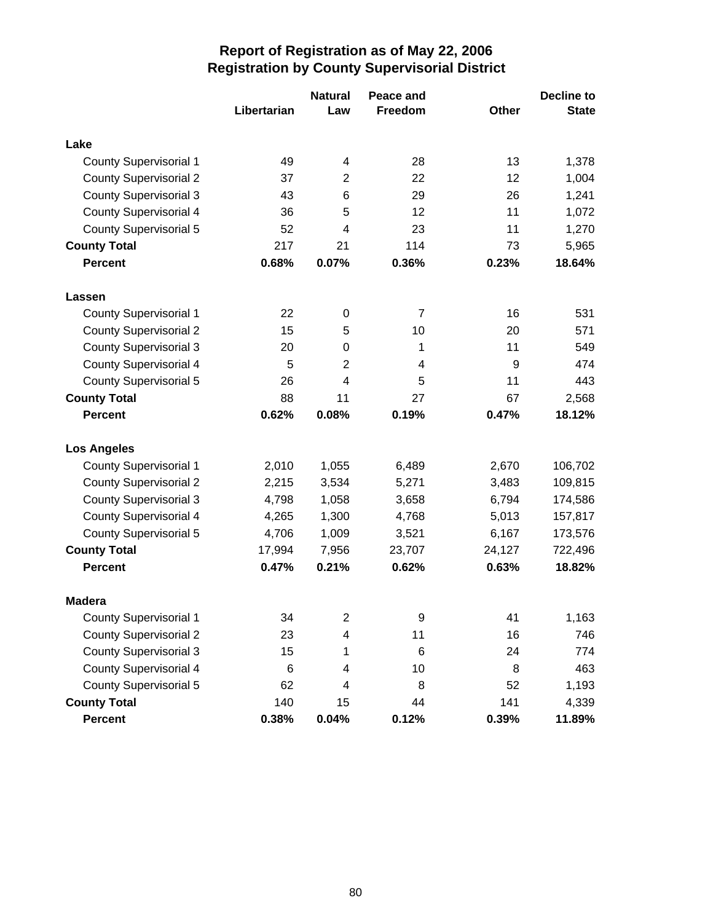# Report of Registration as of May 22, 2006
## Registration by County Supervisorial District

| | Libertarian | Natural Law | Peace and Freedom | Other | Decline to State |
|---|---|---|---|---|---|
| **Lake** | | | | | |
| County Supervisorial 1 | 49 | 4 | 28 | 13 | 1,378 |
| County Supervisorial 2 | 37 | 2 | 22 | 12 | 1,004 |
| County Supervisorial 3 | 43 | 6 | 29 | 26 | 1,241 |
| County Supervisorial 4 | 36 | 5 | 12 | 11 | 1,072 |
| County Supervisorial 5 | 52 | 4 | 23 | 11 | 1,270 |
| **County Total** | 217 | 21 | 114 | 73 | 5,965 |
| **Percent** | **0.68%** | **0.07%** | **0.36%** | **0.23%** | **18.64%** |
| **Lassen** | | | | | |
| County Supervisorial 1 | 22 | 0 | 7 | 16 | 531 |
| County Supervisorial 2 | 15 | 5 | 10 | 20 | 571 |
| County Supervisorial 3 | 20 | 0 | 1 | 11 | 549 |
| County Supervisorial 4 | 5 | 2 | 4 | 9 | 474 |
| County Supervisorial 5 | 26 | 4 | 5 | 11 | 443 |
| **County Total** | 88 | 11 | 27 | 67 | 2,568 |
| **Percent** | **0.62%** | **0.08%** | **0.19%** | **0.47%** | **18.12%** |
| **Los Angeles** | | | | | |
| County Supervisorial 1 | 2,010 | 1,055 | 6,489 | 2,670 | 106,702 |
| County Supervisorial 2 | 2,215 | 3,534 | 5,271 | 3,483 | 109,815 |
| County Supervisorial 3 | 4,798 | 1,058 | 3,658 | 6,794 | 174,586 |
| County Supervisorial 4 | 4,265 | 1,300 | 4,768 | 5,013 | 157,817 |
| County Supervisorial 5 | 4,706 | 1,009 | 3,521 | 6,167 | 173,576 |
| **County Total** | 17,994 | 7,956 | 23,707 | 24,127 | 722,496 |
| **Percent** | **0.47%** | **0.21%** | **0.62%** | **0.63%** | **18.82%** |
| **Madera** | | | | | |
| County Supervisorial 1 | 34 | 2 | 9 | 41 | 1,163 |
| County Supervisorial 2 | 23 | 4 | 11 | 16 | 746 |
| County Supervisorial 3 | 15 | 1 | 6 | 24 | 774 |
| County Supervisorial 4 | 6 | 4 | 10 | 8 | 463 |
| County Supervisorial 5 | 62 | 4 | 8 | 52 | 1,193 |
| **County Total** | 140 | 15 | 44 | 141 | 4,339 |
| **Percent** | **0.38%** | **0.04%** | **0.12%** | **0.39%** | **11.89%** |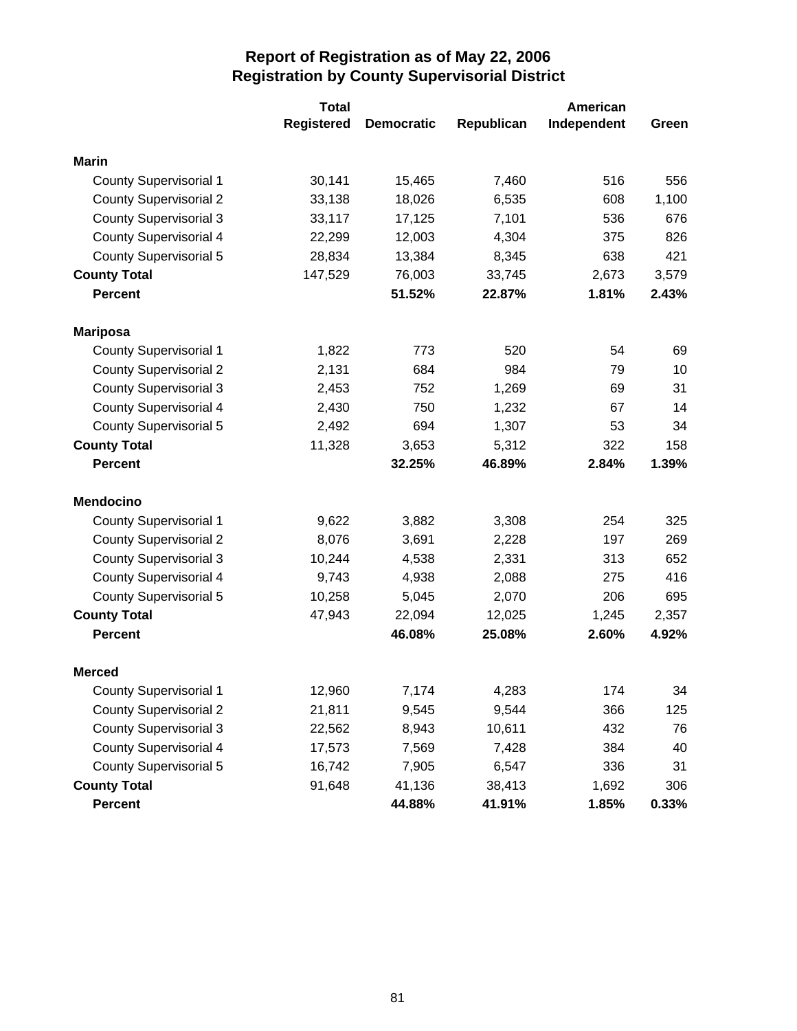# Report of Registration as of May 22, 2006
## Registration by County Supervisorial District

| | Total Registered | Democratic | Republican | American Independent | Green |
|---|---|---|---|---|---|
| **Marin** | | | | | |
| County Supervisorial 1 | 30,141 | 15,465 | 7,460 | 516 | 556 |
| County Supervisorial 2 | 33,138 | 18,026 | 6,535 | 608 | 1,100 |
| County Supervisorial 3 | 33,117 | 17,125 | 7,101 | 536 | 676 |
| County Supervisorial 4 | 22,299 | 12,003 | 4,304 | 375 | 826 |
| County Supervisorial 5 | 28,834 | 13,384 | 8,345 | 638 | 421 |
| **County Total** | 147,529 | 76,003 | 33,745 | 2,673 | 3,579 |
| **Percent** | | **51.52%** | **22.87%** | **1.81%** | **2.43%** |
| **Mariposa** | | | | | |
| County Supervisorial 1 | 1,822 | 773 | 520 | 54 | 69 |
| County Supervisorial 2 | 2,131 | 684 | 984 | 79 | 10 |
| County Supervisorial 3 | 2,453 | 752 | 1,269 | 69 | 31 |
| County Supervisorial 4 | 2,430 | 750 | 1,232 | 67 | 14 |
| County Supervisorial 5 | 2,492 | 694 | 1,307 | 53 | 34 |
| **County Total** | 11,328 | 3,653 | 5,312 | 322 | 158 |
| **Percent** | | **32.25%** | **46.89%** | **2.84%** | **1.39%** |
| **Mendocino** | | | | | |
| County Supervisorial 1 | 9,622 | 3,882 | 3,308 | 254 | 325 |
| County Supervisorial 2 | 8,076 | 3,691 | 2,228 | 197 | 269 |
| County Supervisorial 3 | 10,244 | 4,538 | 2,331 | 313 | 652 |
| County Supervisorial 4 | 9,743 | 4,938 | 2,088 | 275 | 416 |
| County Supervisorial 5 | 10,258 | 5,045 | 2,070 | 206 | 695 |
| **County Total** | 47,943 | 22,094 | 12,025 | 1,245 | 2,357 |
| **Percent** | | **46.08%** | **25.08%** | **2.60%** | **4.92%** |
| **Merced** | | | | | |
| County Supervisorial 1 | 12,960 | 7,174 | 4,283 | 174 | 34 |
| County Supervisorial 2 | 21,811 | 9,545 | 9,544 | 366 | 125 |
| County Supervisorial 3 | 22,562 | 8,943 | 10,611 | 432 | 76 |
| County Supervisorial 4 | 17,573 | 7,569 | 7,428 | 384 | 40 |
| County Supervisorial 5 | 16,742 | 7,905 | 6,547 | 336 | 31 |
| **County Total** | 91,648 | 41,136 | 38,413 | 1,692 | 306 |
| **Percent** | | **44.88%** | **41.91%** | **1.85%** | **0.33%** |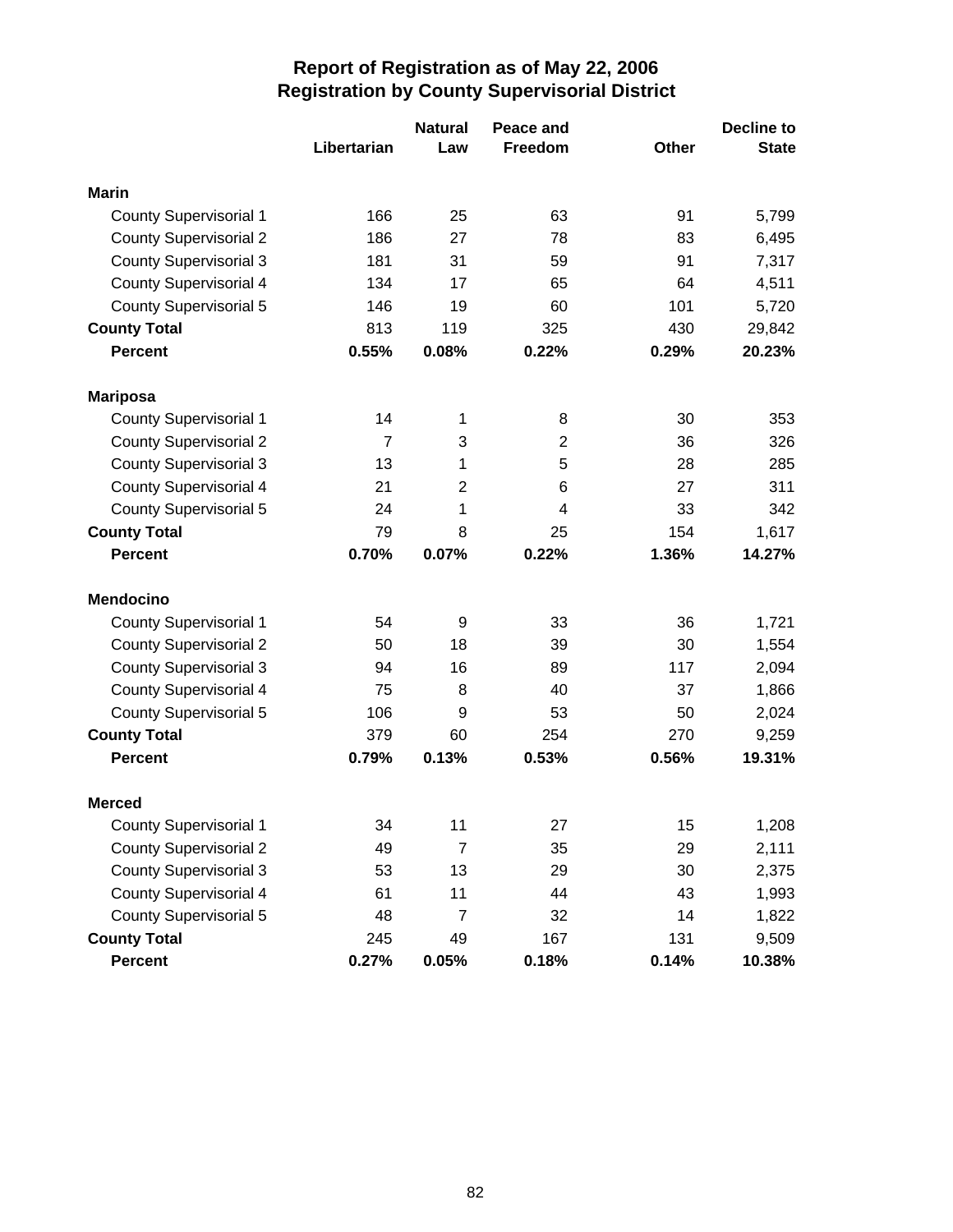# Report of Registration as of May 22, 2006
## Registration by County Supervisorial District

| | Libertarian | Natural Law | Peace and Freedom | Other | Decline to State |
|---|---|---|---|---|---|
| **Marin** | | | | | |
| County Supervisorial 1 | 166 | 25 | 63 | 91 | 5,799 |
| County Supervisorial 2 | 186 | 27 | 78 | 83 | 6,495 |
| County Supervisorial 3 | 181 | 31 | 59 | 91 | 7,317 |
| County Supervisorial 4 | 134 | 17 | 65 | 64 | 4,511 |
| County Supervisorial 5 | 146 | 19 | 60 | 101 | 5,720 |
| **County Total** | 813 | 119 | 325 | 430 | 29,842 |
| **Percent** | **0.55%** | **0.08%** | **0.22%** | **0.29%** | **20.23%** |
| **Mariposa** | | | | | |
| County Supervisorial 1 | 14 | 1 | 8 | 30 | 353 |
| County Supervisorial 2 | 7 | 3 | 2 | 36 | 326 |
| County Supervisorial 3 | 13 | 1 | 5 | 28 | 285 |
| County Supervisorial 4 | 21 | 2 | 6 | 27 | 311 |
| County Supervisorial 5 | 24 | 1 | 4 | 33 | 342 |
| **County Total** | 79 | 8 | 25 | 154 | 1,617 |
| **Percent** | **0.70%** | **0.07%** | **0.22%** | **1.36%** | **14.27%** |
| **Mendocino** | | | | | |
| County Supervisorial 1 | 54 | 9 | 33 | 36 | 1,721 |
| County Supervisorial 2 | 50 | 18 | 39 | 30 | 1,554 |
| County Supervisorial 3 | 94 | 16 | 89 | 117 | 2,094 |
| County Supervisorial 4 | 75 | 8 | 40 | 37 | 1,866 |
| County Supervisorial 5 | 106 | 9 | 53 | 50 | 2,024 |
| **County Total** | 379 | 60 | 254 | 270 | 9,259 |
| **Percent** | **0.79%** | **0.13%** | **0.53%** | **0.56%** | **19.31%** |
| **Merced** | | | | | |
| County Supervisorial 1 | 34 | 11 | 27 | 15 | 1,208 |
| County Supervisorial 2 | 49 | 7 | 35 | 29 | 2,111 |
| County Supervisorial 3 | 53 | 13 | 29 | 30 | 2,375 |
| County Supervisorial 4 | 61 | 11 | 44 | 43 | 1,993 |
| County Supervisorial 5 | 48 | 7 | 32 | 14 | 1,822 |
| **County Total** | 245 | 49 | 167 | 131 | 9,509 |
| **Percent** | **0.27%** | **0.05%** | **0.18%** | **0.14%** | **10.38%** |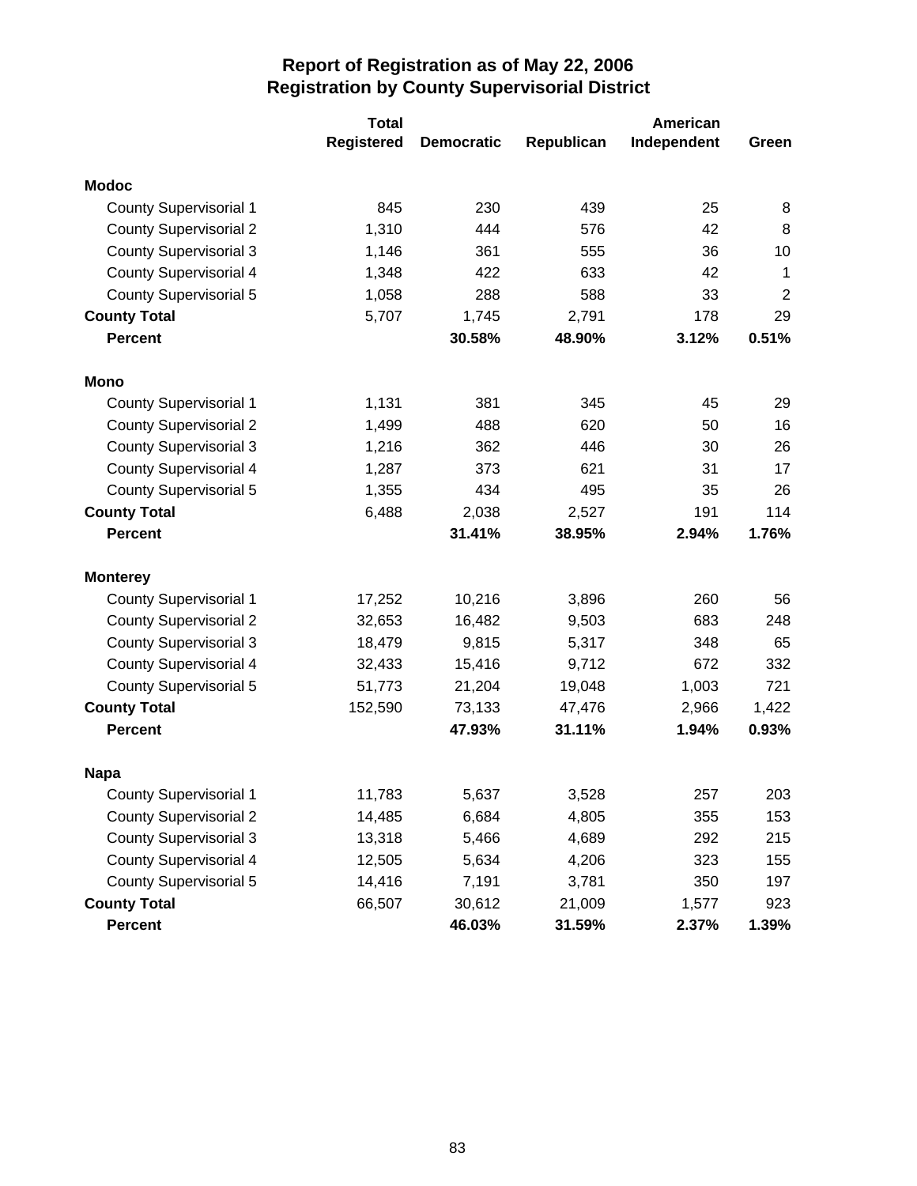# Report of Registration as of May 22, 2006
## Registration by County Supervisorial District

| | Total Registered | Democratic | Republican | American Independent | Green |
|---|---|---|---|---|---|
| **Modoc** | | | | | |
| County Supervisorial 1 | 845 | 230 | 439 | 25 | 8 |
| County Supervisorial 2 | 1,310 | 444 | 576 | 42 | 8 |
| County Supervisorial 3 | 1,146 | 361 | 555 | 36 | 10 |
| County Supervisorial 4 | 1,348 | 422 | 633 | 42 | 1 |
| County Supervisorial 5 | 1,058 | 288 | 588 | 33 | 2 |
| **County Total** | 5,707 | 1,745 | 2,791 | 178 | 29 |
| **Percent** | | **30.58%** | **48.90%** | **3.12%** | **0.51%** |
| **Mono** | | | | | |
| County Supervisorial 1 | 1,131 | 381 | 345 | 45 | 29 |
| County Supervisorial 2 | 1,499 | 488 | 620 | 50 | 16 |
| County Supervisorial 3 | 1,216 | 362 | 446 | 30 | 26 |
| County Supervisorial 4 | 1,287 | 373 | 621 | 31 | 17 |
| County Supervisorial 5 | 1,355 | 434 | 495 | 35 | 26 |
| **County Total** | 6,488 | 2,038 | 2,527 | 191 | 114 |
| **Percent** | | **31.41%** | **38.95%** | **2.94%** | **1.76%** |
| **Monterey** | | | | | |
| County Supervisorial 1 | 17,252 | 10,216 | 3,896 | 260 | 56 |
| County Supervisorial 2 | 32,653 | 16,482 | 9,503 | 683 | 248 |
| County Supervisorial 3 | 18,479 | 9,815 | 5,317 | 348 | 65 |
| County Supervisorial 4 | 32,433 | 15,416 | 9,712 | 672 | 332 |
| County Supervisorial 5 | 51,773 | 21,204 | 19,048 | 1,003 | 721 |
| **County Total** | 152,590 | 73,133 | 47,476 | 2,966 | 1,422 |
| **Percent** | | **47.93%** | **31.11%** | **1.94%** | **0.93%** |
| **Napa** | | | | | |
| County Supervisorial 1 | 11,783 | 5,637 | 3,528 | 257 | 203 |
| County Supervisorial 2 | 14,485 | 6,684 | 4,805 | 355 | 153 |
| County Supervisorial 3 | 13,318 | 5,466 | 4,689 | 292 | 215 |
| County Supervisorial 4 | 12,505 | 5,634 | 4,206 | 323 | 155 |
| County Supervisorial 5 | 14,416 | 7,191 | 3,781 | 350 | 197 |
| **County Total** | 66,507 | 30,612 | 21,009 | 1,577 | 923 |
| **Percent** | | **46.03%** | **31.59%** | **2.37%** | **1.39%** |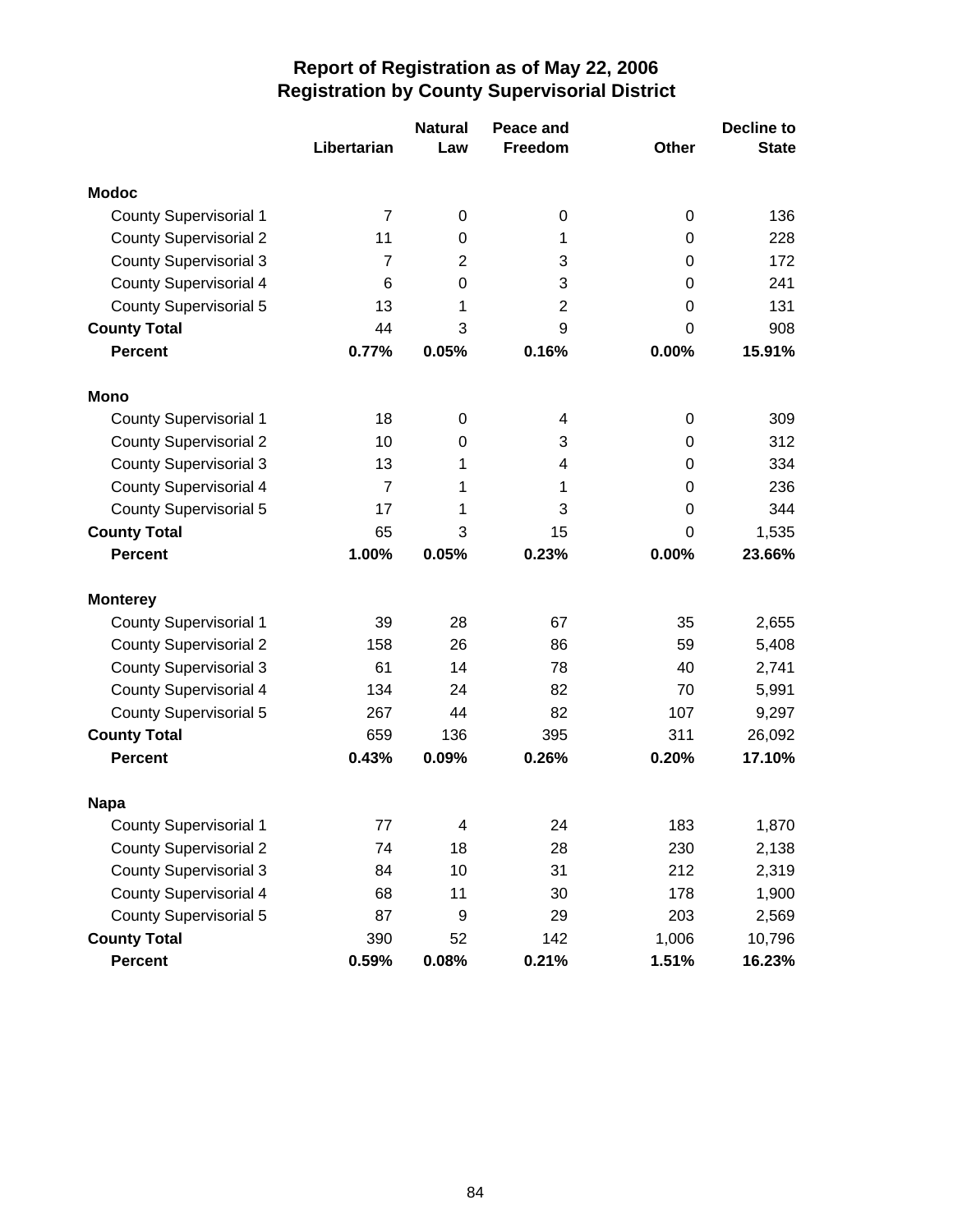# Report of Registration as of May 22, 2006
## Registration by County Supervisorial District

| | Libertarian | Natural Law | Peace and Freedom | Other | Decline to State |
|---|---|---|---|---|---|
| **Modoc** | | | | | |
| County Supervisorial 1 | 7 | 0 | 0 | 0 | 136 |
| County Supervisorial 2 | 11 | 0 | 1 | 0 | 228 |
| County Supervisorial 3 | 7 | 2 | 3 | 0 | 172 |
| County Supervisorial 4 | 6 | 0 | 3 | 0 | 241 |
| County Supervisorial 5 | 13 | 1 | 2 | 0 | 131 |
| **County Total** | 44 | 3 | 9 | 0 | 908 |
| **Percent** | **0.77%** | **0.05%** | **0.16%** | **0.00%** | **15.91%** |
| **Mono** | | | | | |
| County Supervisorial 1 | 18 | 0 | 4 | 0 | 309 |
| County Supervisorial 2 | 10 | 0 | 3 | 0 | 312 |
| County Supervisorial 3 | 13 | 1 | 4 | 0 | 334 |
| County Supervisorial 4 | 7 | 1 | 1 | 0 | 236 |
| County Supervisorial 5 | 17 | 1 | 3 | 0 | 344 |
| **County Total** | 65 | 3 | 15 | 0 | 1,535 |
| **Percent** | **1.00%** | **0.05%** | **0.23%** | **0.00%** | **23.66%** |
| **Monterey** | | | | | |
| County Supervisorial 1 | 39 | 28 | 67 | 35 | 2,655 |
| County Supervisorial 2 | 158 | 26 | 86 | 59 | 5,408 |
| County Supervisorial 3 | 61 | 14 | 78 | 40 | 2,741 |
| County Supervisorial 4 | 134 | 24 | 82 | 70 | 5,991 |
| County Supervisorial 5 | 267 | 44 | 82 | 107 | 9,297 |
| **County Total** | 659 | 136 | 395 | 311 | 26,092 |
| **Percent** | **0.43%** | **0.09%** | **0.26%** | **0.20%** | **17.10%** |
| **Napa** | | | | | |
| County Supervisorial 1 | 77 | 4 | 24 | 183 | 1,870 |
| County Supervisorial 2 | 74 | 18 | 28 | 230 | 2,138 |
| County Supervisorial 3 | 84 | 10 | 31 | 212 | 2,319 |
| County Supervisorial 4 | 68 | 11 | 30 | 178 | 1,900 |
| County Supervisorial 5 | 87 | 9 | 29 | 203 | 2,569 |
| **County Total** | 390 | 52 | 142 | 1,006 | 10,796 |
| **Percent** | **0.59%** | **0.08%** | **0.21%** | **1.51%** | **16.23%** |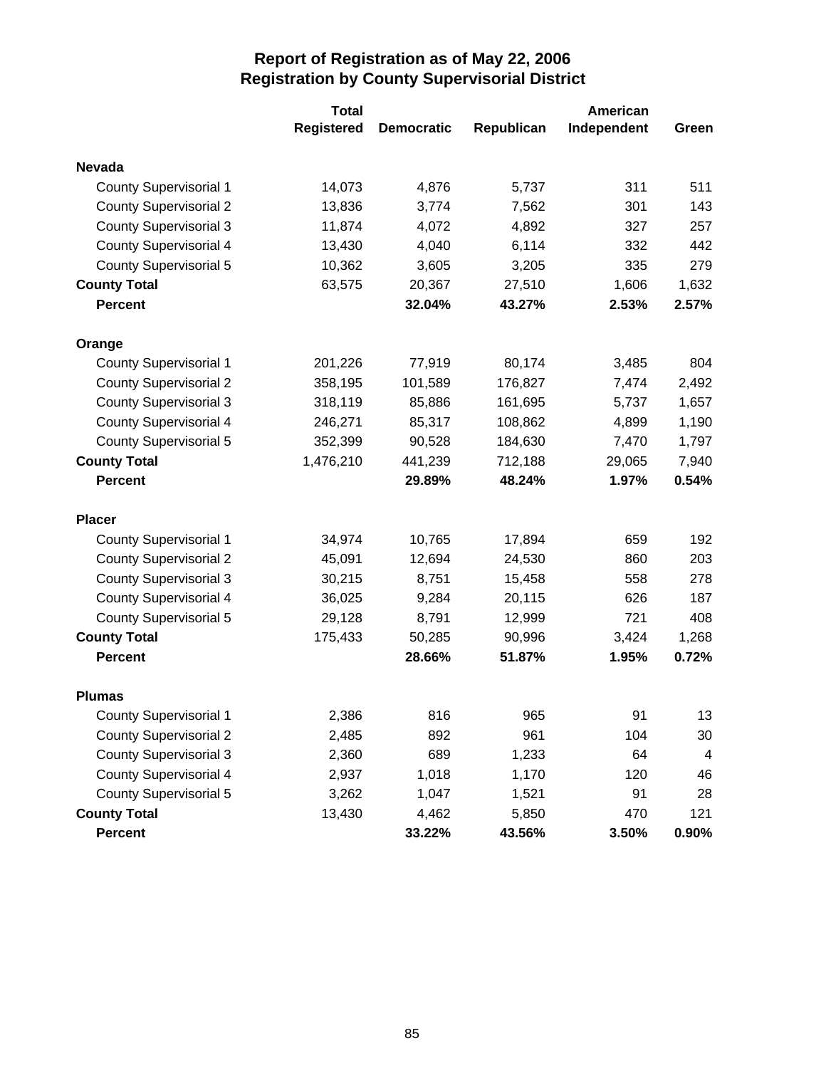# Report of Registration as of May 22, 2006
## Registration by County Supervisorial District

| | Total Registered | Democratic | Republican | American Independent | Green |
|---|---|---|---|---|---|
| **Nevada** | | | | | |
| County Supervisorial 1 | 14,073 | 4,876 | 5,737 | 311 | 511 |
| County Supervisorial 2 | 13,836 | 3,774 | 7,562 | 301 | 143 |
| County Supervisorial 3 | 11,874 | 4,072 | 4,892 | 327 | 257 |
| County Supervisorial 4 | 13,430 | 4,040 | 6,114 | 332 | 442 |
| County Supervisorial 5 | 10,362 | 3,605 | 3,205 | 335 | 279 |
| **County Total** | 63,575 | 20,367 | 27,510 | 1,606 | 1,632 |
| **Percent** | | **32.04%** | **43.27%** | **2.53%** | **2.57%** |
| **Orange** | | | | | |
| County Supervisorial 1 | 201,226 | 77,919 | 80,174 | 3,485 | 804 |
| County Supervisorial 2 | 358,195 | 101,589 | 176,827 | 7,474 | 2,492 |
| County Supervisorial 3 | 318,119 | 85,886 | 161,695 | 5,737 | 1,657 |
| County Supervisorial 4 | 246,271 | 85,317 | 108,862 | 4,899 | 1,190 |
| County Supervisorial 5 | 352,399 | 90,528 | 184,630 | 7,470 | 1,797 |
| **County Total** | 1,476,210 | 441,239 | 712,188 | 29,065 | 7,940 |
| **Percent** | | **29.89%** | **48.24%** | **1.97%** | **0.54%** |
| **Placer** | | | | | |
| County Supervisorial 1 | 34,974 | 10,765 | 17,894 | 659 | 192 |
| County Supervisorial 2 | 45,091 | 12,694 | 24,530 | 860 | 203 |
| County Supervisorial 3 | 30,215 | 8,751 | 15,458 | 558 | 278 |
| County Supervisorial 4 | 36,025 | 9,284 | 20,115 | 626 | 187 |
| County Supervisorial 5 | 29,128 | 8,791 | 12,999 | 721 | 408 |
| **County Total** | 175,433 | 50,285 | 90,996 | 3,424 | 1,268 |
| **Percent** | | **28.66%** | **51.87%** | **1.95%** | **0.72%** |
| **Plumas** | | | | | |
| County Supervisorial 1 | 2,386 | 816 | 965 | 91 | 13 |
| County Supervisorial 2 | 2,485 | 892 | 961 | 104 | 30 |
| County Supervisorial 3 | 2,360 | 689 | 1,233 | 64 | 4 |
| County Supervisorial 4 | 2,937 | 1,018 | 1,170 | 120 | 46 |
| County Supervisorial 5 | 3,262 | 1,047 | 1,521 | 91 | 28 |
| **County Total** | 13,430 | 4,462 | 5,850 | 470 | 121 |
| **Percent** | | **33.22%** | **43.56%** | **3.50%** | **0.90%** |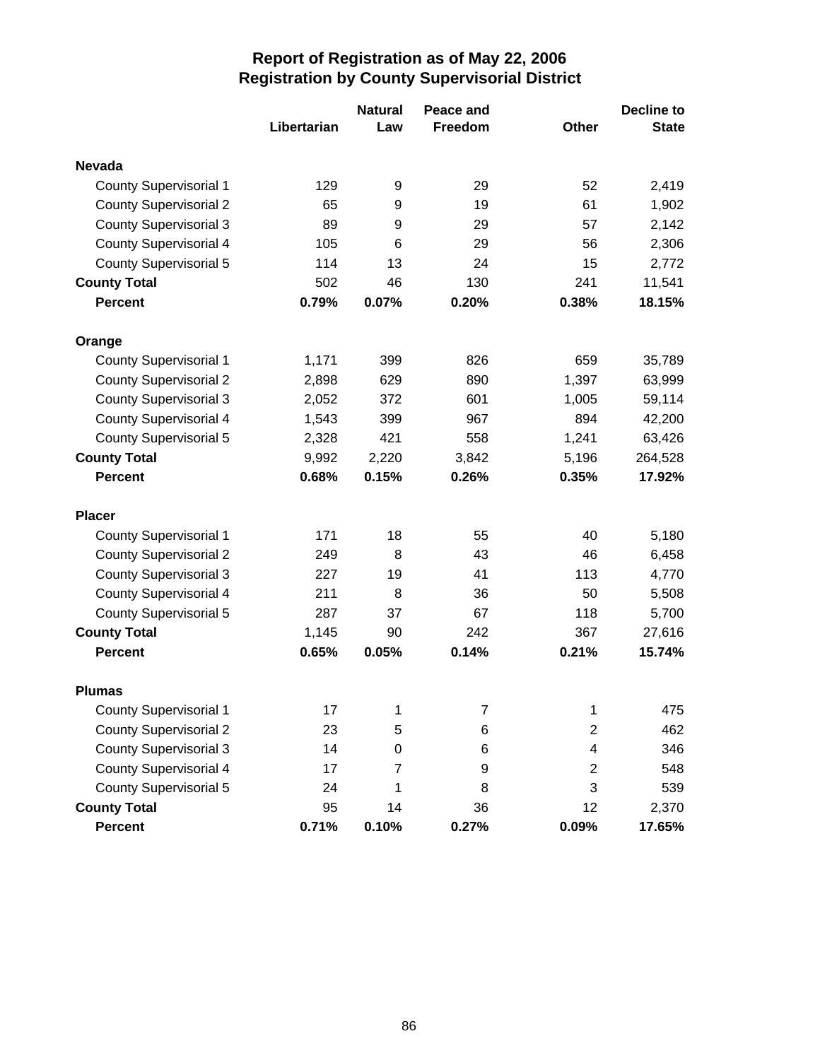# Report of Registration as of May 22, 2006
## Registration by County Supervisorial District

| | Libertarian | Natural Law | Peace and Freedom | Other | Decline to State |
|---|---|---|---|---|---|
| **Nevada** | | | | | |
| County Supervisorial 1 | 129 | 9 | 29 | 52 | 2,419 |
| County Supervisorial 2 | 65 | 9 | 19 | 61 | 1,902 |
| County Supervisorial 3 | 89 | 9 | 29 | 57 | 2,142 |
| County Supervisorial 4 | 105 | 6 | 29 | 56 | 2,306 |
| County Supervisorial 5 | 114 | 13 | 24 | 15 | 2,772 |
| **County Total** | 502 | 46 | 130 | 241 | 11,541 |
| **Percent** | **0.79%** | **0.07%** | **0.20%** | **0.38%** | **18.15%** |
| **Orange** | | | | | |
| County Supervisorial 1 | 1,171 | 399 | 826 | 659 | 35,789 |
| County Supervisorial 2 | 2,898 | 629 | 890 | 1,397 | 63,999 |
| County Supervisorial 3 | 2,052 | 372 | 601 | 1,005 | 59,114 |
| County Supervisorial 4 | 1,543 | 399 | 967 | 894 | 42,200 |
| County Supervisorial 5 | 2,328 | 421 | 558 | 1,241 | 63,426 |
| **County Total** | 9,992 | 2,220 | 3,842 | 5,196 | 264,528 |
| **Percent** | **0.68%** | **0.15%** | **0.26%** | **0.35%** | **17.92%** |
| **Placer** | | | | | |
| County Supervisorial 1 | 171 | 18 | 55 | 40 | 5,180 |
| County Supervisorial 2 | 249 | 8 | 43 | 46 | 6,458 |
| County Supervisorial 3 | 227 | 19 | 41 | 113 | 4,770 |
| County Supervisorial 4 | 211 | 8 | 36 | 50 | 5,508 |
| County Supervisorial 5 | 287 | 37 | 67 | 118 | 5,700 |
| **County Total** | 1,145 | 90 | 242 | 367 | 27,616 |
| **Percent** | **0.65%** | **0.05%** | **0.14%** | **0.21%** | **15.74%** |
| **Plumas** | | | | | |
| County Supervisorial 1 | 17 | 1 | 7 | 1 | 475 |
| County Supervisorial 2 | 23 | 5 | 6 | 2 | 462 |
| County Supervisorial 3 | 14 | 0 | 6 | 4 | 346 |
| County Supervisorial 4 | 17 | 7 | 9 | 2 | 548 |
| County Supervisorial 5 | 24 | 1 | 8 | 3 | 539 |
| **County Total** | 95 | 14 | 36 | 12 | 2,370 |
| **Percent** | **0.71%** | **0.10%** | **0.27%** | **0.09%** | **17.65%** |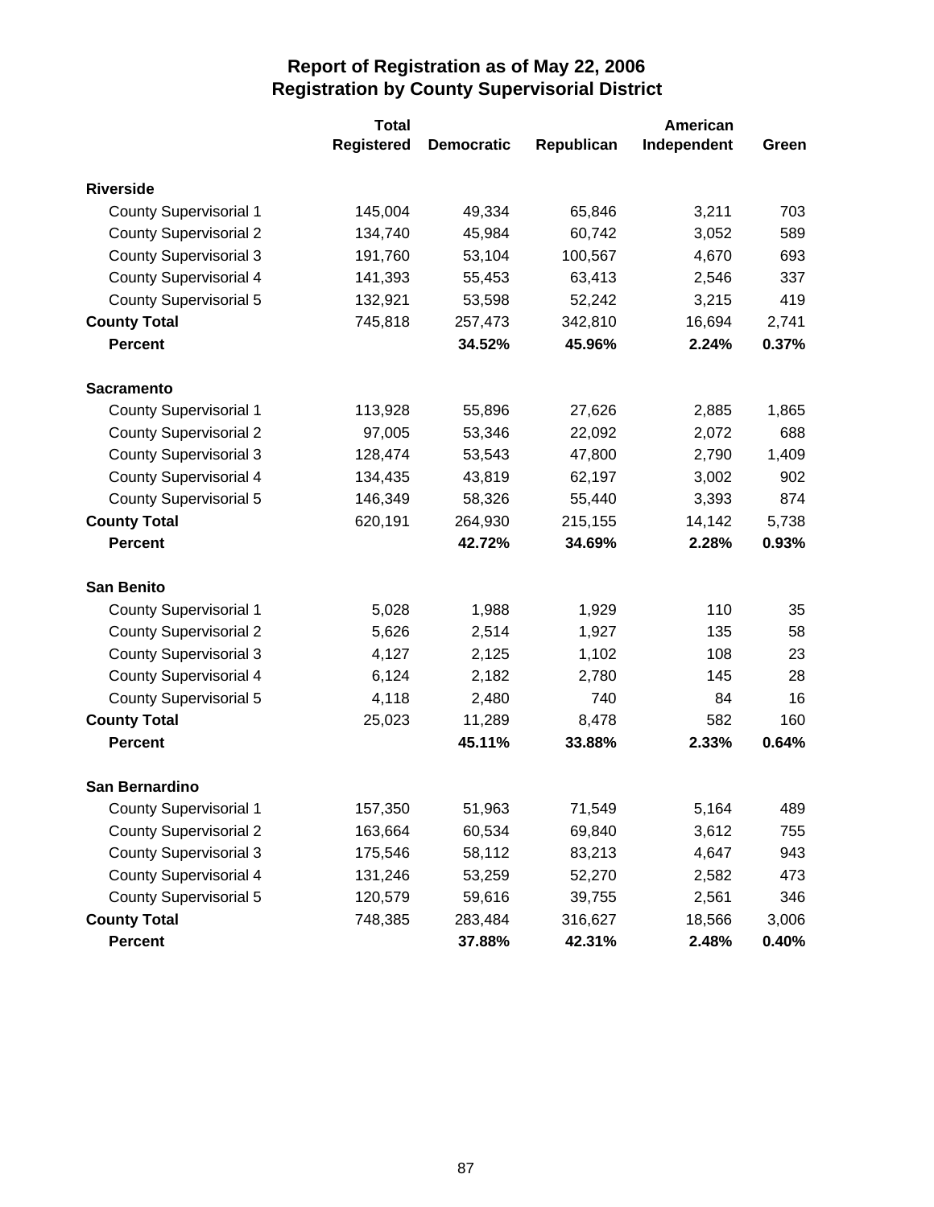# Report of Registration as of May 22, 2006
## Registration by County Supervisorial District

| | Total Registered | Democratic | Republican | American Independent | Green |
|---|---|---|---|---|---|
| **Riverside** | | | | | |
| County Supervisorial 1 | 145,004 | 49,334 | 65,846 | 3,211 | 703 |
| County Supervisorial 2 | 134,740 | 45,984 | 60,742 | 3,052 | 589 |
| County Supervisorial 3 | 191,760 | 53,104 | 100,567 | 4,670 | 693 |
| County Supervisorial 4 | 141,393 | 55,453 | 63,413 | 2,546 | 337 |
| County Supervisorial 5 | 132,921 | 53,598 | 52,242 | 3,215 | 419 |
| **County Total** | 745,818 | 257,473 | 342,810 | 16,694 | 2,741 |
| **Percent** | | **34.52%** | **45.96%** | **2.24%** | **0.37%** |
| **Sacramento** | | | | | |
| County Supervisorial 1 | 113,928 | 55,896 | 27,626 | 2,885 | 1,865 |
| County Supervisorial 2 | 97,005 | 53,346 | 22,092 | 2,072 | 688 |
| County Supervisorial 3 | 128,474 | 53,543 | 47,800 | 2,790 | 1,409 |
| County Supervisorial 4 | 134,435 | 43,819 | 62,197 | 3,002 | 902 |
| County Supervisorial 5 | 146,349 | 58,326 | 55,440 | 3,393 | 874 |
| **County Total** | 620,191 | 264,930 | 215,155 | 14,142 | 5,738 |
| **Percent** | | **42.72%** | **34.69%** | **2.28%** | **0.93%** |
| **San Benito** | | | | | |
| County Supervisorial 1 | 5,028 | 1,988 | 1,929 | 110 | 35 |
| County Supervisorial 2 | 5,626 | 2,514 | 1,927 | 135 | 58 |
| County Supervisorial 3 | 4,127 | 2,125 | 1,102 | 108 | 23 |
| County Supervisorial 4 | 6,124 | 2,182 | 2,780 | 145 | 28 |
| County Supervisorial 5 | 4,118 | 2,480 | 740 | 84 | 16 |
| **County Total** | 25,023 | 11,289 | 8,478 | 582 | 160 |
| **Percent** | | **45.11%** | **33.88%** | **2.33%** | **0.64%** |
| **San Bernardino** | | | | | |
| County Supervisorial 1 | 157,350 | 51,963 | 71,549 | 5,164 | 489 |
| County Supervisorial 2 | 163,664 | 60,534 | 69,840 | 3,612 | 755 |
| County Supervisorial 3 | 175,546 | 58,112 | 83,213 | 4,647 | 943 |
| County Supervisorial 4 | 131,246 | 53,259 | 52,270 | 2,582 | 473 |
| County Supervisorial 5 | 120,579 | 59,616 | 39,755 | 2,561 | 346 |
| **County Total** | 748,385 | 283,484 | 316,627 | 18,566 | 3,006 |
| **Percent** | | **37.88%** | **42.31%** | **2.48%** | **0.40%** |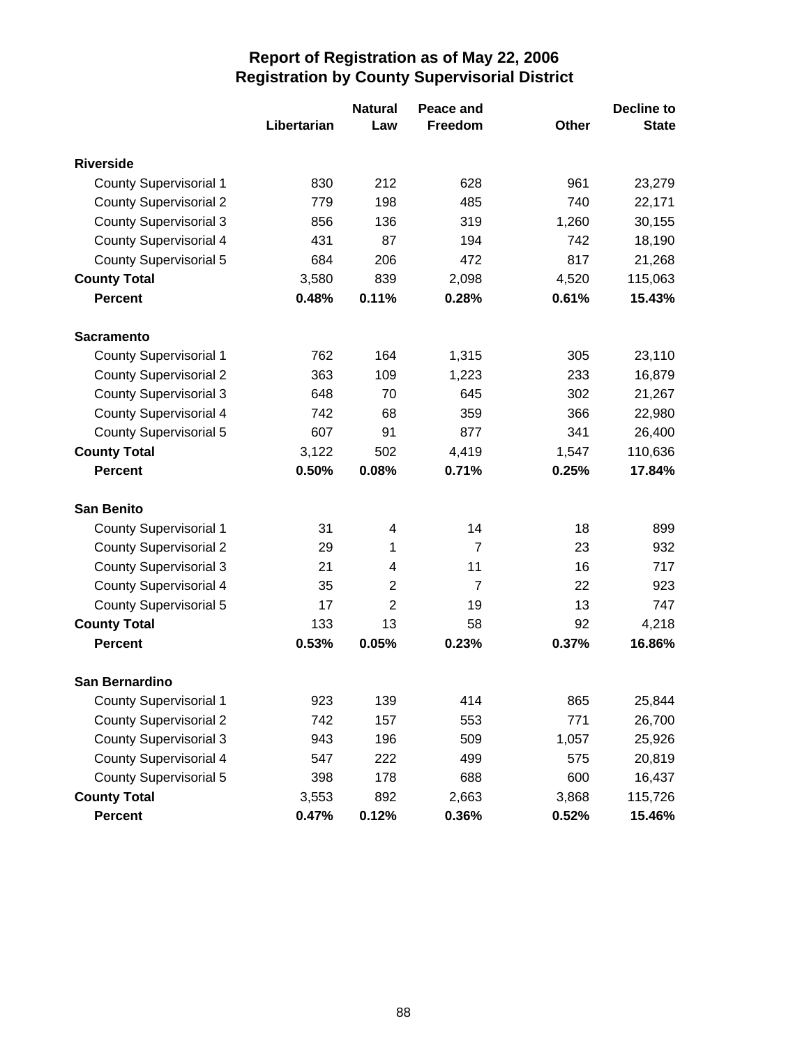# Report of Registration as of May 22, 2006
## Registration by County Supervisorial District

| | Libertarian | Natural Law | Peace and Freedom | Other | Decline to State |
|---|---|---|---|---|---|
| **Riverside** | | | | | |
| County Supervisorial 1 | 830 | 212 | 628 | 961 | 23,279 |
| County Supervisorial 2 | 779 | 198 | 485 | 740 | 22,171 |
| County Supervisorial 3 | 856 | 136 | 319 | 1,260 | 30,155 |
| County Supervisorial 4 | 431 | 87 | 194 | 742 | 18,190 |
| County Supervisorial 5 | 684 | 206 | 472 | 817 | 21,268 |
| **County Total** | 3,580 | 839 | 2,098 | 4,520 | 115,063 |
| **Percent** | **0.48%** | **0.11%** | **0.28%** | **0.61%** | **15.43%** |
| **Sacramento** | | | | | |
| County Supervisorial 1 | 762 | 164 | 1,315 | 305 | 23,110 |
| County Supervisorial 2 | 363 | 109 | 1,223 | 233 | 16,879 |
| County Supervisorial 3 | 648 | 70 | 645 | 302 | 21,267 |
| County Supervisorial 4 | 742 | 68 | 359 | 366 | 22,980 |
| County Supervisorial 5 | 607 | 91 | 877 | 341 | 26,400 |
| **County Total** | 3,122 | 502 | 4,419 | 1,547 | 110,636 |
| **Percent** | **0.50%** | **0.08%** | **0.71%** | **0.25%** | **17.84%** |
| **San Benito** | | | | | |
| County Supervisorial 1 | 31 | 4 | 14 | 18 | 899 |
| County Supervisorial 2 | 29 | 1 | 7 | 23 | 932 |
| County Supervisorial 3 | 21 | 4 | 11 | 16 | 717 |
| County Supervisorial 4 | 35 | 2 | 7 | 22 | 923 |
| County Supervisorial 5 | 17 | 2 | 19 | 13 | 747 |
| **County Total** | 133 | 13 | 58 | 92 | 4,218 |
| **Percent** | **0.53%** | **0.05%** | **0.23%** | **0.37%** | **16.86%** |
| **San Bernardino** | | | | | |
| County Supervisorial 1 | 923 | 139 | 414 | 865 | 25,844 |
| County Supervisorial 2 | 742 | 157 | 553 | 771 | 26,700 |
| County Supervisorial 3 | 943 | 196 | 509 | 1,057 | 25,926 |
| County Supervisorial 4 | 547 | 222 | 499 | 575 | 20,819 |
| County Supervisorial 5 | 398 | 178 | 688 | 600 | 16,437 |
| **County Total** | 3,553 | 892 | 2,663 | 3,868 | 115,726 |
| **Percent** | **0.47%** | **0.12%** | **0.36%** | **0.52%** | **15.46%** |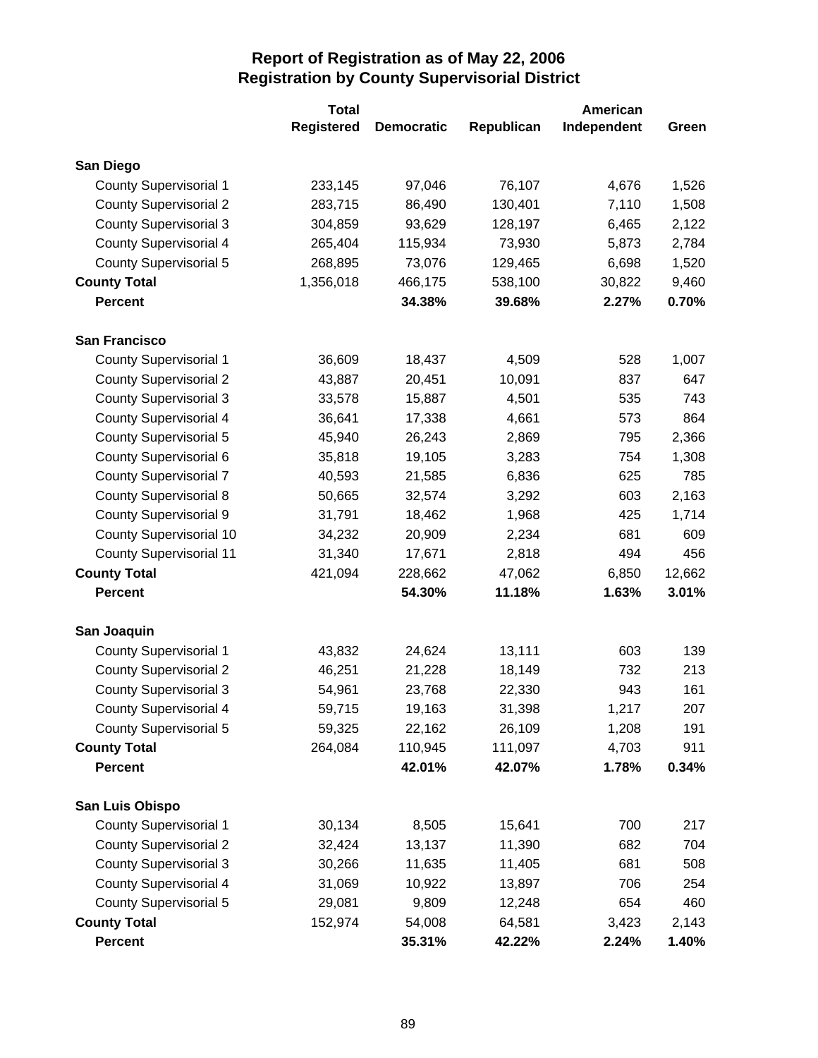# Report of Registration as of May 22, 2006
## Registration by County Supervisorial District

| | Total Registered | Democratic | Republican | American Independent | Green |
|---|---|---|---|---|---|
| **San Diego** | | | | | |
| County Supervisorial 1 | 233,145 | 97,046 | 76,107 | 4,676 | 1,526 |
| County Supervisorial 2 | 283,715 | 86,490 | 130,401 | 7,110 | 1,508 |
| County Supervisorial 3 | 304,859 | 93,629 | 128,197 | 6,465 | 2,122 |
| County Supervisorial 4 | 265,404 | 115,934 | 73,930 | 5,873 | 2,784 |
| County Supervisorial 5 | 268,895 | 73,076 | 129,465 | 6,698 | 1,520 |
| **County Total** | 1,356,018 | 466,175 | 538,100 | 30,822 | 9,460 |
| **Percent** | | **34.38%** | **39.68%** | **2.27%** | **0.70%** |
| **San Francisco** | | | | | |
| County Supervisorial 1 | 36,609 | 18,437 | 4,509 | 528 | 1,007 |
| County Supervisorial 2 | 43,887 | 20,451 | 10,091 | 837 | 647 |
| County Supervisorial 3 | 33,578 | 15,887 | 4,501 | 535 | 743 |
| County Supervisorial 4 | 36,641 | 17,338 | 4,661 | 573 | 864 |
| County Supervisorial 5 | 45,940 | 26,243 | 2,869 | 795 | 2,366 |
| County Supervisorial 6 | 35,818 | 19,105 | 3,283 | 754 | 1,308 |
| County Supervisorial 7 | 40,593 | 21,585 | 6,836 | 625 | 785 |
| County Supervisorial 8 | 50,665 | 32,574 | 3,292 | 603 | 2,163 |
| County Supervisorial 9 | 31,791 | 18,462 | 1,968 | 425 | 1,714 |
| County Supervisorial 10 | 34,232 | 20,909 | 2,234 | 681 | 609 |
| County Supervisorial 11 | 31,340 | 17,671 | 2,818 | 494 | 456 |
| **County Total** | 421,094 | 228,662 | 47,062 | 6,850 | 12,662 |
| **Percent** | | **54.30%** | **11.18%** | **1.63%** | **3.01%** |
| **San Joaquin** | | | | | |
| County Supervisorial 1 | 43,832 | 24,624 | 13,111 | 603 | 139 |
| County Supervisorial 2 | 46,251 | 21,228 | 18,149 | 732 | 213 |
| County Supervisorial 3 | 54,961 | 23,768 | 22,330 | 943 | 161 |
| County Supervisorial 4 | 59,715 | 19,163 | 31,398 | 1,217 | 207 |
| County Supervisorial 5 | 59,325 | 22,162 | 26,109 | 1,208 | 191 |
| **County Total** | 264,084 | 110,945 | 111,097 | 4,703 | 911 |
| **Percent** | | **42.01%** | **42.07%** | **1.78%** | **0.34%** |
| **San Luis Obispo** | | | | | |
| County Supervisorial 1 | 30,134 | 8,505 | 15,641 | 700 | 217 |
| County Supervisorial 2 | 32,424 | 13,137 | 11,390 | 682 | 704 |
| County Supervisorial 3 | 30,266 | 11,635 | 11,405 | 681 | 508 |
| County Supervisorial 4 | 31,069 | 10,922 | 13,897 | 706 | 254 |
| County Supervisorial 5 | 29,081 | 9,809 | 12,248 | 654 | 460 |
| **County Total** | 152,974 | 54,008 | 64,581 | 3,423 | 2,143 |
| **Percent** | | **35.31%** | **42.22%** | **2.24%** | **1.40%** |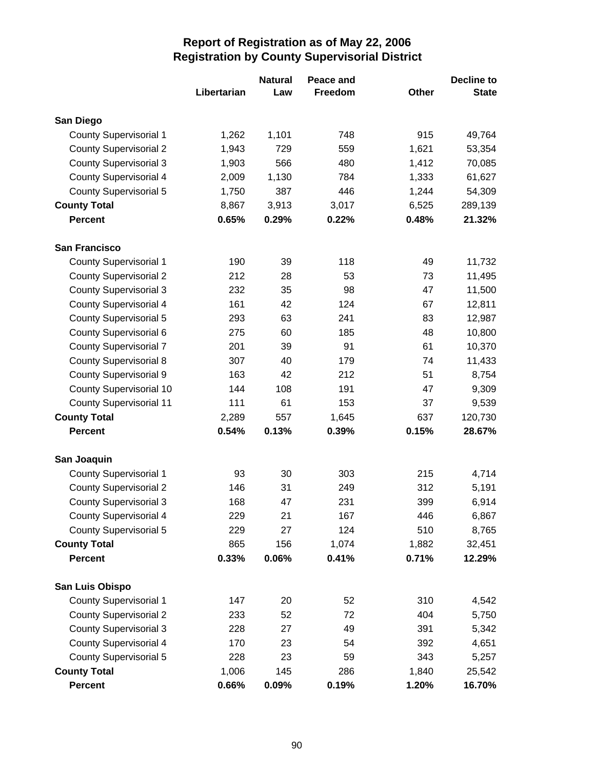# Report of Registration as of May 22, 2006
## Registration by County Supervisorial District

| | Libertarian | Natural Law | Peace and Freedom | Other | Decline to State |
|---|---|---|---|---|---|
| **San Diego** | | | | | |
| County Supervisorial 1 | 1,262 | 1,101 | 748 | 915 | 49,764 |
| County Supervisorial 2 | 1,943 | 729 | 559 | 1,621 | 53,354 |
| County Supervisorial 3 | 1,903 | 566 | 480 | 1,412 | 70,085 |
| County Supervisorial 4 | 2,009 | 1,130 | 784 | 1,333 | 61,627 |
| County Supervisorial 5 | 1,750 | 387 | 446 | 1,244 | 54,309 |
| **County Total** | 8,867 | 3,913 | 3,017 | 6,525 | 289,139 |
| **Percent** | **0.65%** | **0.29%** | **0.22%** | **0.48%** | **21.32%** |
| **San Francisco** | | | | | |
| County Supervisorial 1 | 190 | 39 | 118 | 49 | 11,732 |
| County Supervisorial 2 | 212 | 28 | 53 | 73 | 11,495 |
| County Supervisorial 3 | 232 | 35 | 98 | 47 | 11,500 |
| County Supervisorial 4 | 161 | 42 | 124 | 67 | 12,811 |
| County Supervisorial 5 | 293 | 63 | 241 | 83 | 12,987 |
| County Supervisorial 6 | 275 | 60 | 185 | 48 | 10,800 |
| County Supervisorial 7 | 201 | 39 | 91 | 61 | 10,370 |
| County Supervisorial 8 | 307 | 40 | 179 | 74 | 11,433 |
| County Supervisorial 9 | 163 | 42 | 212 | 51 | 8,754 |
| County Supervisorial 10 | 144 | 108 | 191 | 47 | 9,309 |
| County Supervisorial 11 | 111 | 61 | 153 | 37 | 9,539 |
| **County Total** | 2,289 | 557 | 1,645 | 637 | 120,730 |
| **Percent** | **0.54%** | **0.13%** | **0.39%** | **0.15%** | **28.67%** |
| **San Joaquin** | | | | | |
| County Supervisorial 1 | 93 | 30 | 303 | 215 | 4,714 |
| County Supervisorial 2 | 146 | 31 | 249 | 312 | 5,191 |
| County Supervisorial 3 | 168 | 47 | 231 | 399 | 6,914 |
| County Supervisorial 4 | 229 | 21 | 167 | 446 | 6,867 |
| County Supervisorial 5 | 229 | 27 | 124 | 510 | 8,765 |
| **County Total** | 865 | 156 | 1,074 | 1,882 | 32,451 |
| **Percent** | **0.33%** | **0.06%** | **0.41%** | **0.71%** | **12.29%** |
| **San Luis Obispo** | | | | | |
| County Supervisorial 1 | 147 | 20 | 52 | 310 | 4,542 |
| County Supervisorial 2 | 233 | 52 | 72 | 404 | 5,750 |
| County Supervisorial 3 | 228 | 27 | 49 | 391 | 5,342 |
| County Supervisorial 4 | 170 | 23 | 54 | 392 | 4,651 |
| County Supervisorial 5 | 228 | 23 | 59 | 343 | 5,257 |
| **County Total** | 1,006 | 145 | 286 | 1,840 | 25,542 |
| **Percent** | **0.66%** | **0.09%** | **0.19%** | **1.20%** | **16.70%** |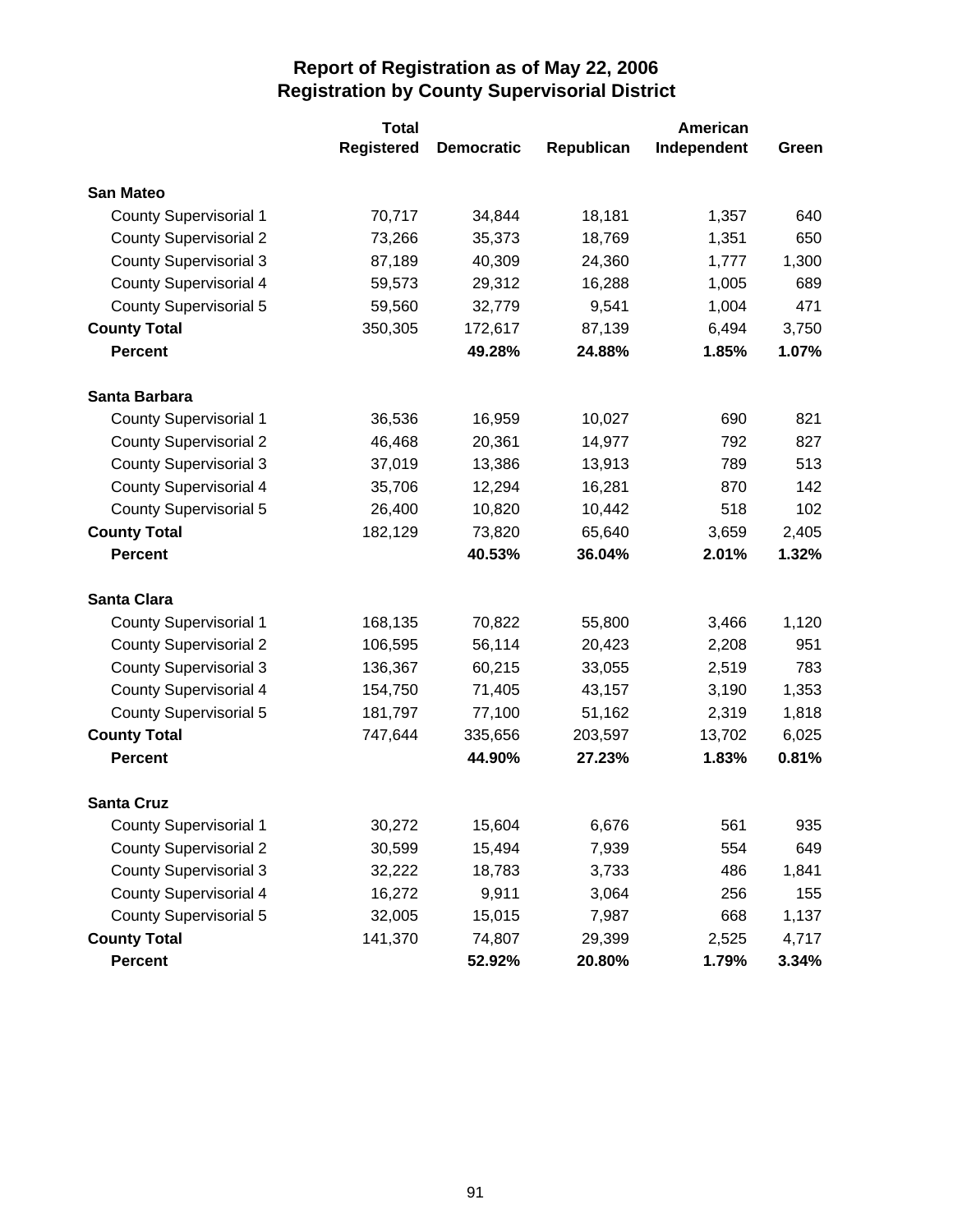# Report of Registration as of May 22, 2006
## Registration by County Supervisorial District

| | Total Registered | Democratic | Republican | American Independent | Green |
|---|---|---|---|---|---|
| **San Mateo** | | | | | |
| County Supervisorial 1 | 70,717 | 34,844 | 18,181 | 1,357 | 640 |
| County Supervisorial 2 | 73,266 | 35,373 | 18,769 | 1,351 | 650 |
| County Supervisorial 3 | 87,189 | 40,309 | 24,360 | 1,777 | 1,300 |
| County Supervisorial 4 | 59,573 | 29,312 | 16,288 | 1,005 | 689 |
| County Supervisorial 5 | 59,560 | 32,779 | 9,541 | 1,004 | 471 |
| **County Total** | 350,305 | 172,617 | 87,139 | 6,494 | 3,750 |
| **Percent** | | **49.28%** | **24.88%** | **1.85%** | **1.07%** |
| **Santa Barbara** | | | | | |
| County Supervisorial 1 | 36,536 | 16,959 | 10,027 | 690 | 821 |
| County Supervisorial 2 | 46,468 | 20,361 | 14,977 | 792 | 827 |
| County Supervisorial 3 | 37,019 | 13,386 | 13,913 | 789 | 513 |
| County Supervisorial 4 | 35,706 | 12,294 | 16,281 | 870 | 142 |
| County Supervisorial 5 | 26,400 | 10,820 | 10,442 | 518 | 102 |
| **County Total** | 182,129 | 73,820 | 65,640 | 3,659 | 2,405 |
| **Percent** | | **40.53%** | **36.04%** | **2.01%** | **1.32%** |
| **Santa Clara** | | | | | |
| County Supervisorial 1 | 168,135 | 70,822 | 55,800 | 3,466 | 1,120 |
| County Supervisorial 2 | 106,595 | 56,114 | 20,423 | 2,208 | 951 |
| County Supervisorial 3 | 136,367 | 60,215 | 33,055 | 2,519 | 783 |
| County Supervisorial 4 | 154,750 | 71,405 | 43,157 | 3,190 | 1,353 |
| County Supervisorial 5 | 181,797 | 77,100 | 51,162 | 2,319 | 1,818 |
| **County Total** | 747,644 | 335,656 | 203,597 | 13,702 | 6,025 |
| **Percent** | | **44.90%** | **27.23%** | **1.83%** | **0.81%** |
| **Santa Cruz** | | | | | |
| County Supervisorial 1 | 30,272 | 15,604 | 6,676 | 561 | 935 |
| County Supervisorial 2 | 30,599 | 15,494 | 7,939 | 554 | 649 |
| County Supervisorial 3 | 32,222 | 18,783 | 3,733 | 486 | 1,841 |
| County Supervisorial 4 | 16,272 | 9,911 | 3,064 | 256 | 155 |
| County Supervisorial 5 | 32,005 | 15,015 | 7,987 | 668 | 1,137 |
| **County Total** | 141,370 | 74,807 | 29,399 | 2,525 | 4,717 |
| **Percent** | | **52.92%** | **20.80%** | **1.79%** | **3.34%** |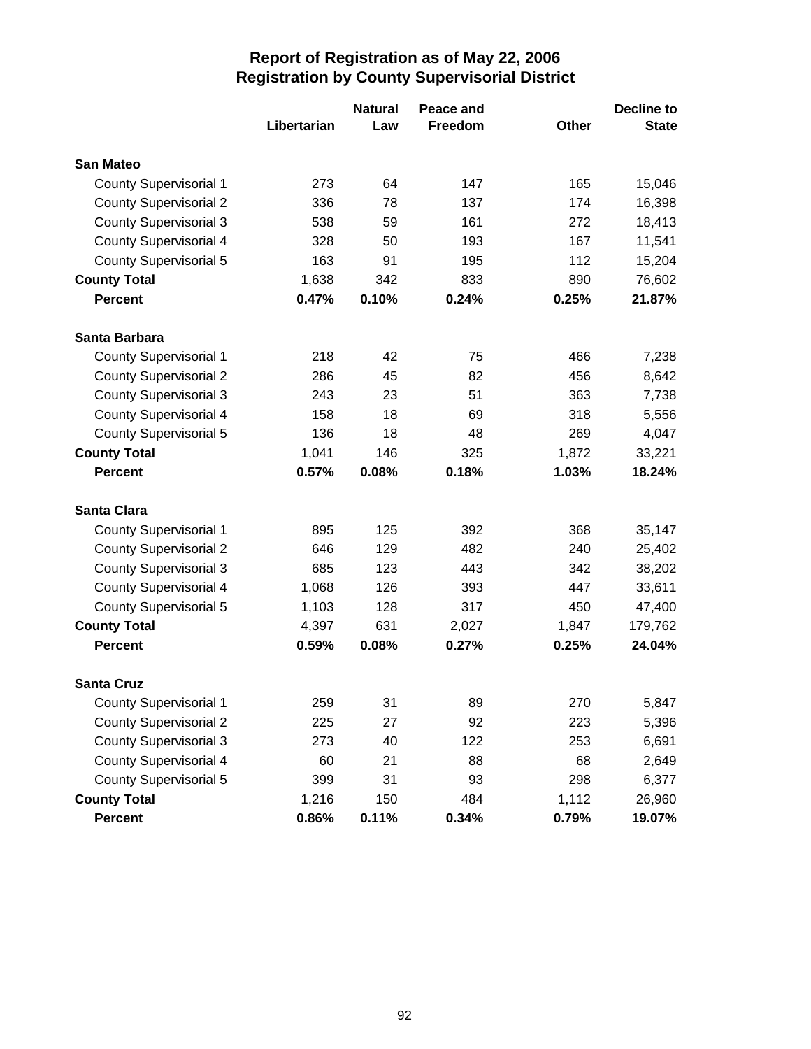# Report of Registration as of May 22, 2006
## Registration by County Supervisorial District

| | Libertarian | Natural Law | Peace and Freedom | Other | Decline to State |
|---|---|---|---|---|---|
| **San Mateo** | | | | | |
| County Supervisorial 1 | 273 | 64 | 147 | 165 | 15,046 |
| County Supervisorial 2 | 336 | 78 | 137 | 174 | 16,398 |
| County Supervisorial 3 | 538 | 59 | 161 | 272 | 18,413 |
| County Supervisorial 4 | 328 | 50 | 193 | 167 | 11,541 |
| County Supervisorial 5 | 163 | 91 | 195 | 112 | 15,204 |
| **County Total** | 1,638 | 342 | 833 | 890 | 76,602 |
| **Percent** | **0.47%** | **0.10%** | **0.24%** | **0.25%** | **21.87%** |
| **Santa Barbara** | | | | | |
| County Supervisorial 1 | 218 | 42 | 75 | 466 | 7,238 |
| County Supervisorial 2 | 286 | 45 | 82 | 456 | 8,642 |
| County Supervisorial 3 | 243 | 23 | 51 | 363 | 7,738 |
| County Supervisorial 4 | 158 | 18 | 69 | 318 | 5,556 |
| County Supervisorial 5 | 136 | 18 | 48 | 269 | 4,047 |
| **County Total** | 1,041 | 146 | 325 | 1,872 | 33,221 |
| **Percent** | **0.57%** | **0.08%** | **0.18%** | **1.03%** | **18.24%** |
| **Santa Clara** | | | | | |
| County Supervisorial 1 | 895 | 125 | 392 | 368 | 35,147 |
| County Supervisorial 2 | 646 | 129 | 482 | 240 | 25,402 |
| County Supervisorial 3 | 685 | 123 | 443 | 342 | 38,202 |
| County Supervisorial 4 | 1,068 | 126 | 393 | 447 | 33,611 |
| County Supervisorial 5 | 1,103 | 128 | 317 | 450 | 47,400 |
| **County Total** | 4,397 | 631 | 2,027 | 1,847 | 179,762 |
| **Percent** | **0.59%** | **0.08%** | **0.27%** | **0.25%** | **24.04%** |
| **Santa Cruz** | | | | | |
| County Supervisorial 1 | 259 | 31 | 89 | 270 | 5,847 |
| County Supervisorial 2 | 225 | 27 | 92 | 223 | 5,396 |
| County Supervisorial 3 | 273 | 40 | 122 | 253 | 6,691 |
| County Supervisorial 4 | 60 | 21 | 88 | 68 | 2,649 |
| County Supervisorial 5 | 399 | 31 | 93 | 298 | 6,377 |
| **County Total** | 1,216 | 150 | 484 | 1,112 | 26,960 |
| **Percent** | **0.86%** | **0.11%** | **0.34%** | **0.79%** | **19.07%** |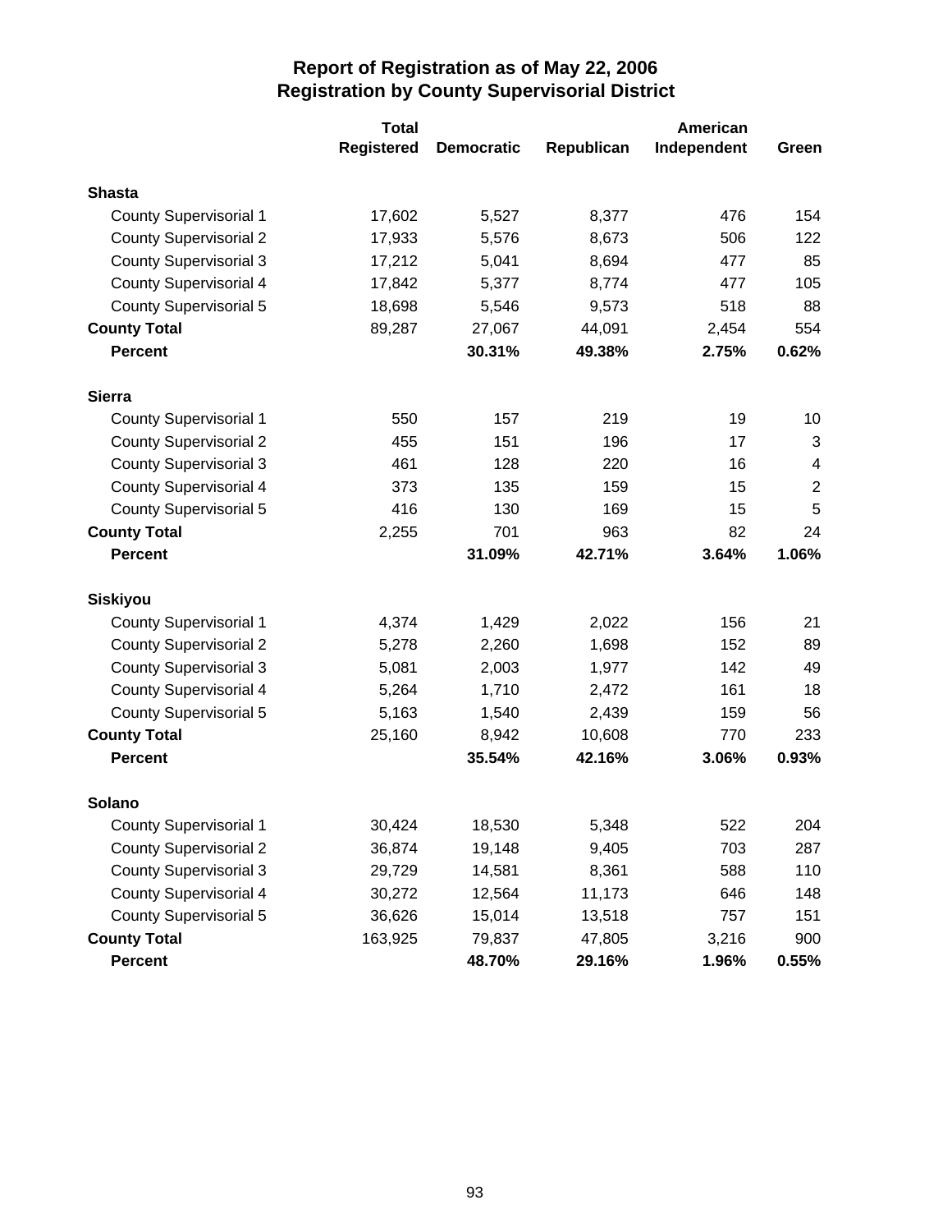# Report of Registration as of May 22, 2006
## Registration by County Supervisorial District

| | Total Registered | Democratic | Republican | American Independent | Green |
|---|---|---|---|---|---|
| **Shasta** | | | | | |
| County Supervisorial 1 | 17,602 | 5,527 | 8,377 | 476 | 154 |
| County Supervisorial 2 | 17,933 | 5,576 | 8,673 | 506 | 122 |
| County Supervisorial 3 | 17,212 | 5,041 | 8,694 | 477 | 85 |
| County Supervisorial 4 | 17,842 | 5,377 | 8,774 | 477 | 105 |
| County Supervisorial 5 | 18,698 | 5,546 | 9,573 | 518 | 88 |
| **County Total** | 89,287 | 27,067 | 44,091 | 2,454 | 554 |
| **Percent** | | **30.31%** | **49.38%** | **2.75%** | **0.62%** |
| **Sierra** | | | | | |
| County Supervisorial 1 | 550 | 157 | 219 | 19 | 10 |
| County Supervisorial 2 | 455 | 151 | 196 | 17 | 3 |
| County Supervisorial 3 | 461 | 128 | 220 | 16 | 4 |
| County Supervisorial 4 | 373 | 135 | 159 | 15 | 2 |
| County Supervisorial 5 | 416 | 130 | 169 | 15 | 5 |
| **County Total** | 2,255 | 701 | 963 | 82 | 24 |
| **Percent** | | **31.09%** | **42.71%** | **3.64%** | **1.06%** |
| **Siskiyou** | | | | | |
| County Supervisorial 1 | 4,374 | 1,429 | 2,022 | 156 | 21 |
| County Supervisorial 2 | 5,278 | 2,260 | 1,698 | 152 | 89 |
| County Supervisorial 3 | 5,081 | 2,003 | 1,977 | 142 | 49 |
| County Supervisorial 4 | 5,264 | 1,710 | 2,472 | 161 | 18 |
| County Supervisorial 5 | 5,163 | 1,540 | 2,439 | 159 | 56 |
| **County Total** | 25,160 | 8,942 | 10,608 | 770 | 233 |
| **Percent** | | **35.54%** | **42.16%** | **3.06%** | **0.93%** |
| **Solano** | | | | | |
| County Supervisorial 1 | 30,424 | 18,530 | 5,348 | 522 | 204 |
| County Supervisorial 2 | 36,874 | 19,148 | 9,405 | 703 | 287 |
| County Supervisorial 3 | 29,729 | 14,581 | 8,361 | 588 | 110 |
| County Supervisorial 4 | 30,272 | 12,564 | 11,173 | 646 | 148 |
| County Supervisorial 5 | 36,626 | 15,014 | 13,518 | 757 | 151 |
| **County Total** | 163,925 | 79,837 | 47,805 | 3,216 | 900 |
| **Percent** | | **48.70%** | **29.16%** | **1.96%** | **0.55%** |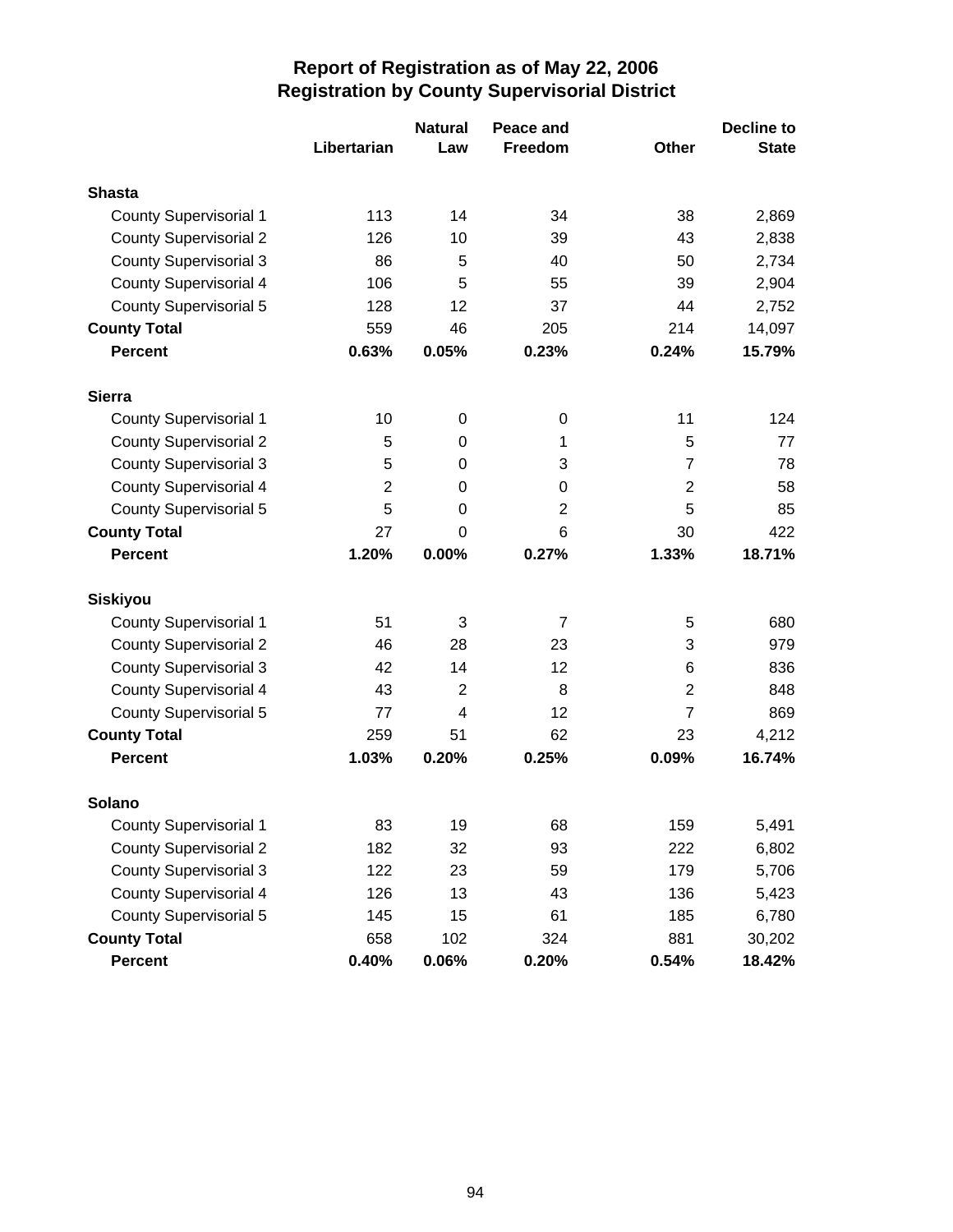# Report of Registration as of May 22, 2006
## Registration by County Supervisorial District

| | Libertarian | Natural Law | Peace and Freedom | Other | Decline to State |
|---|---|---|---|---|---|
| **Shasta** | | | | | |
| County Supervisorial 1 | 113 | 14 | 34 | 38 | 2,869 |
| County Supervisorial 2 | 126 | 10 | 39 | 43 | 2,838 |
| County Supervisorial 3 | 86 | 5 | 40 | 50 | 2,734 |
| County Supervisorial 4 | 106 | 5 | 55 | 39 | 2,904 |
| County Supervisorial 5 | 128 | 12 | 37 | 44 | 2,752 |
| **County Total** | 559 | 46 | 205 | 214 | 14,097 |
| **Percent** | **0.63%** | **0.05%** | **0.23%** | **0.24%** | **15.79%** |
| **Sierra** | | | | | |
| County Supervisorial 1 | 10 | 0 | 0 | 11 | 124 |
| County Supervisorial 2 | 5 | 0 | 1 | 5 | 77 |
| County Supervisorial 3 | 5 | 0 | 3 | 7 | 78 |
| County Supervisorial 4 | 2 | 0 | 0 | 2 | 58 |
| County Supervisorial 5 | 5 | 0 | 2 | 5 | 85 |
| **County Total** | 27 | 0 | 6 | 30 | 422 |
| **Percent** | **1.20%** | **0.00%** | **0.27%** | **1.33%** | **18.71%** |
| **Siskiyou** | | | | | |
| County Supervisorial 1 | 51 | 3 | 7 | 5 | 680 |
| County Supervisorial 2 | 46 | 28 | 23 | 3 | 979 |
| County Supervisorial 3 | 42 | 14 | 12 | 6 | 836 |
| County Supervisorial 4 | 43 | 2 | 8 | 2 | 848 |
| County Supervisorial 5 | 77 | 4 | 12 | 7 | 869 |
| **County Total** | 259 | 51 | 62 | 23 | 4,212 |
| **Percent** | **1.03%** | **0.20%** | **0.25%** | **0.09%** | **16.74%** |
| **Solano** | | | | | |
| County Supervisorial 1 | 83 | 19 | 68 | 159 | 5,491 |
| County Supervisorial 2 | 182 | 32 | 93 | 222 | 6,802 |
| County Supervisorial 3 | 122 | 23 | 59 | 179 | 5,706 |
| County Supervisorial 4 | 126 | 13 | 43 | 136 | 5,423 |
| County Supervisorial 5 | 145 | 15 | 61 | 185 | 6,780 |
| **County Total** | 658 | 102 | 324 | 881 | 30,202 |
| **Percent** | **0.40%** | **0.06%** | **0.20%** | **0.54%** | **18.42%** |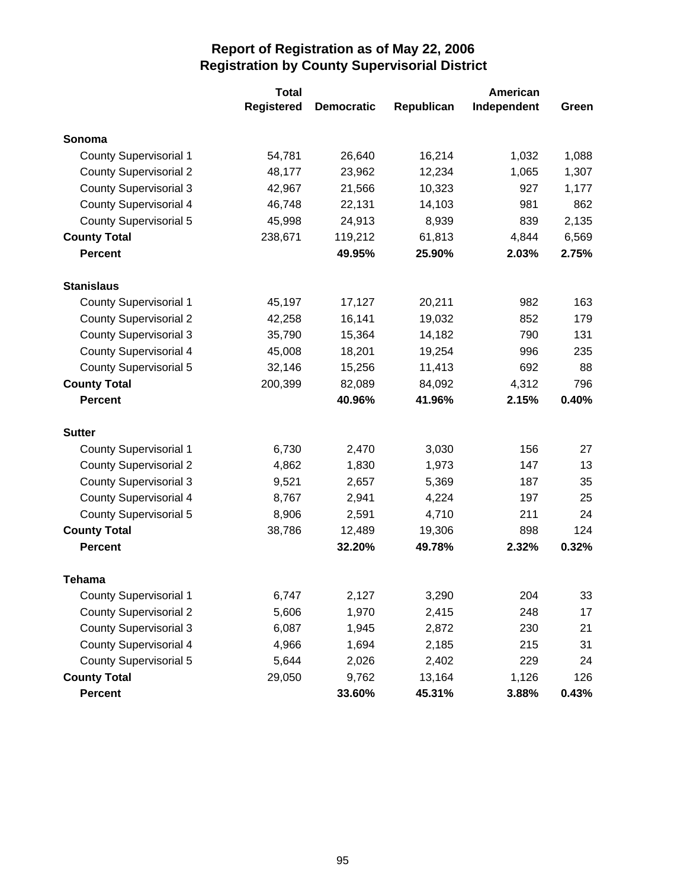# Report of Registration as of May 22, 2006
## Registration by County Supervisorial District

| | Total Registered | Democratic | Republican | American Independent | Green |
|---|---|---|---|---|---|
| **Sonoma** | | | | | |
| County Supervisorial 1 | 54,781 | 26,640 | 16,214 | 1,032 | 1,088 |
| County Supervisorial 2 | 48,177 | 23,962 | 12,234 | 1,065 | 1,307 |
| County Supervisorial 3 | 42,967 | 21,566 | 10,323 | 927 | 1,177 |
| County Supervisorial 4 | 46,748 | 22,131 | 14,103 | 981 | 862 |
| County Supervisorial 5 | 45,998 | 24,913 | 8,939 | 839 | 2,135 |
| **County Total** | 238,671 | 119,212 | 61,813 | 4,844 | 6,569 |
| **Percent** | | **49.95%** | **25.90%** | **2.03%** | **2.75%** |
| **Stanislaus** | | | | | |
| County Supervisorial 1 | 45,197 | 17,127 | 20,211 | 982 | 163 |
| County Supervisorial 2 | 42,258 | 16,141 | 19,032 | 852 | 179 |
| County Supervisorial 3 | 35,790 | 15,364 | 14,182 | 790 | 131 |
| County Supervisorial 4 | 45,008 | 18,201 | 19,254 | 996 | 235 |
| County Supervisorial 5 | 32,146 | 15,256 | 11,413 | 692 | 88 |
| **County Total** | 200,399 | 82,089 | 84,092 | 4,312 | 796 |
| **Percent** | | **40.96%** | **41.96%** | **2.15%** | **0.40%** |
| **Sutter** | | | | | |
| County Supervisorial 1 | 6,730 | 2,470 | 3,030 | 156 | 27 |
| County Supervisorial 2 | 4,862 | 1,830 | 1,973 | 147 | 13 |
| County Supervisorial 3 | 9,521 | 2,657 | 5,369 | 187 | 35 |
| County Supervisorial 4 | 8,767 | 2,941 | 4,224 | 197 | 25 |
| County Supervisorial 5 | 8,906 | 2,591 | 4,710 | 211 | 24 |
| **County Total** | 38,786 | 12,489 | 19,306 | 898 | 124 |
| **Percent** | | **32.20%** | **49.78%** | **2.32%** | **0.32%** |
| **Tehama** | | | | | |
| County Supervisorial 1 | 6,747 | 2,127 | 3,290 | 204 | 33 |
| County Supervisorial 2 | 5,606 | 1,970 | 2,415 | 248 | 17 |
| County Supervisorial 3 | 6,087 | 1,945 | 2,872 | 230 | 21 |
| County Supervisorial 4 | 4,966 | 1,694 | 2,185 | 215 | 31 |
| County Supervisorial 5 | 5,644 | 2,026 | 2,402 | 229 | 24 |
| **County Total** | 29,050 | 9,762 | 13,164 | 1,126 | 126 |
| **Percent** | | **33.60%** | **45.31%** | **3.88%** | **0.43%** |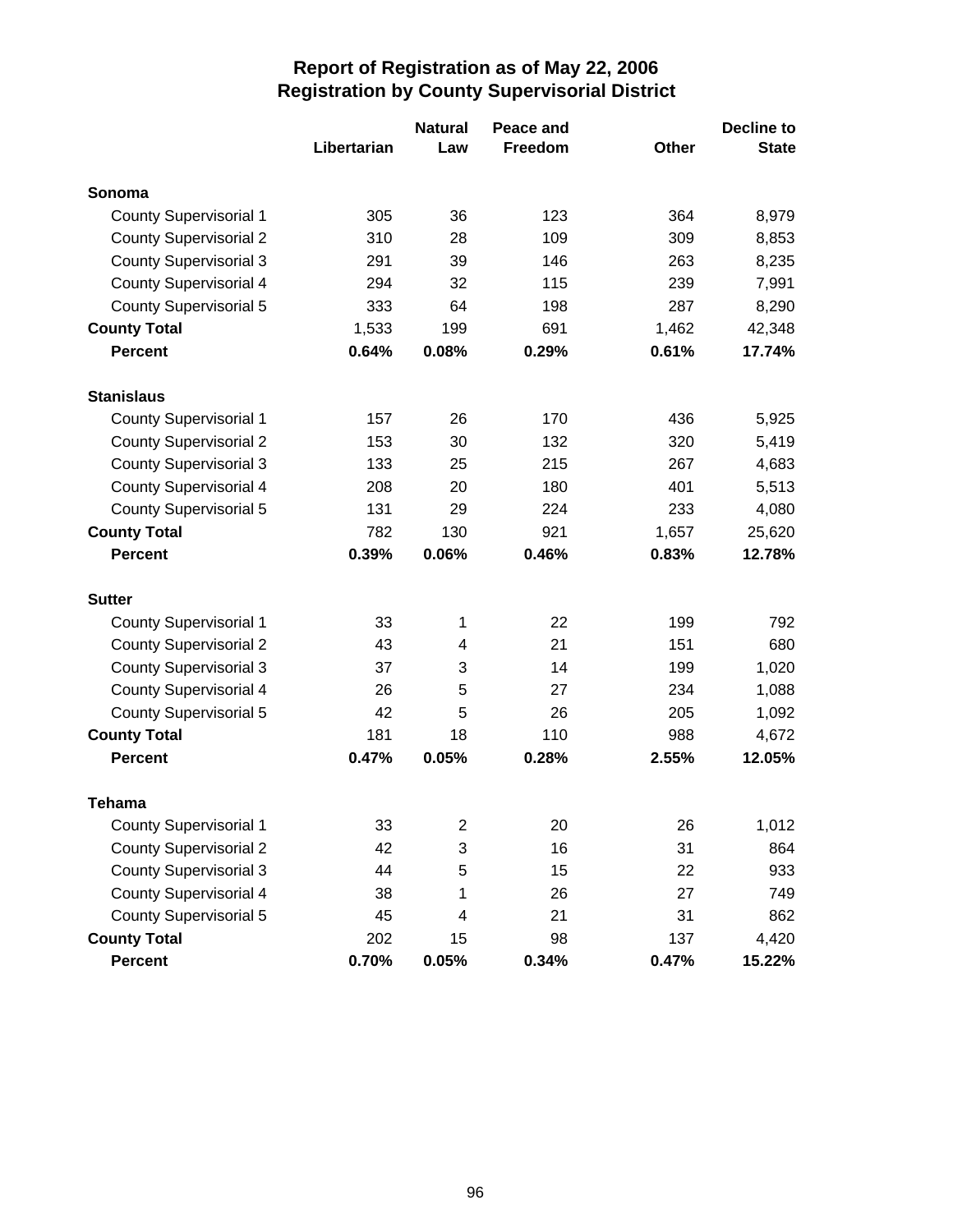# Report of Registration as of May 22, 2006
## Registration by County Supervisorial District

| | Libertarian | Natural Law | Peace and Freedom | Other | Decline to State |
|---|---|---|---|---|---|
| **Sonoma** | | | | | |
| County Supervisorial 1 | 305 | 36 | 123 | 364 | 8,979 |
| County Supervisorial 2 | 310 | 28 | 109 | 309 | 8,853 |
| County Supervisorial 3 | 291 | 39 | 146 | 263 | 8,235 |
| County Supervisorial 4 | 294 | 32 | 115 | 239 | 7,991 |
| County Supervisorial 5 | 333 | 64 | 198 | 287 | 8,290 |
| **County Total** | 1,533 | 199 | 691 | 1,462 | 42,348 |
| **Percent** | **0.64%** | **0.08%** | **0.29%** | **0.61%** | **17.74%** |
| **Stanislaus** | | | | | |
| County Supervisorial 1 | 157 | 26 | 170 | 436 | 5,925 |
| County Supervisorial 2 | 153 | 30 | 132 | 320 | 5,419 |
| County Supervisorial 3 | 133 | 25 | 215 | 267 | 4,683 |
| County Supervisorial 4 | 208 | 20 | 180 | 401 | 5,513 |
| County Supervisorial 5 | 131 | 29 | 224 | 233 | 4,080 |
| **County Total** | 782 | 130 | 921 | 1,657 | 25,620 |
| **Percent** | **0.39%** | **0.06%** | **0.46%** | **0.83%** | **12.78%** |
| **Sutter** | | | | | |
| County Supervisorial 1 | 33 | 1 | 22 | 199 | 792 |
| County Supervisorial 2 | 43 | 4 | 21 | 151 | 680 |
| County Supervisorial 3 | 37 | 3 | 14 | 199 | 1,020 |
| County Supervisorial 4 | 26 | 5 | 27 | 234 | 1,088 |
| County Supervisorial 5 | 42 | 5 | 26 | 205 | 1,092 |
| **County Total** | 181 | 18 | 110 | 988 | 4,672 |
| **Percent** | **0.47%** | **0.05%** | **0.28%** | **2.55%** | **12.05%** |
| **Tehama** | | | | | |
| County Supervisorial 1 | 33 | 2 | 20 | 26 | 1,012 |
| County Supervisorial 2 | 42 | 3 | 16 | 31 | 864 |
| County Supervisorial 3 | 44 | 5 | 15 | 22 | 933 |
| County Supervisorial 4 | 38 | 1 | 26 | 27 | 749 |
| County Supervisorial 5 | 45 | 4 | 21 | 31 | 862 |
| **County Total** | 202 | 15 | 98 | 137 | 4,420 |
| **Percent** | **0.70%** | **0.05%** | **0.34%** | **0.47%** | **15.22%** |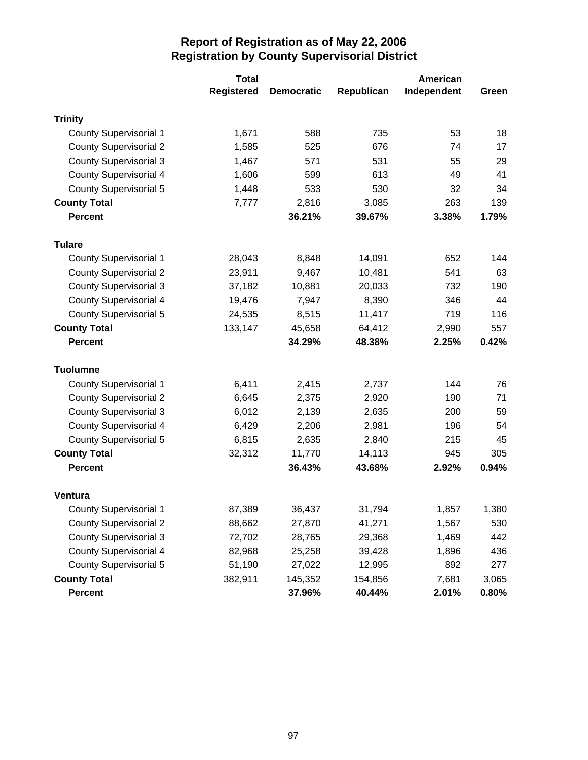# Report of Registration as of May 22, 2006
## Registration by County Supervisorial District

| | Total Registered | Democratic | Republican | American Independent | Green |
|---|---|---|---|---|---|
| **Trinity** | | | | | |
| County Supervisorial 1 | 1,671 | 588 | 735 | 53 | 18 |
| County Supervisorial 2 | 1,585 | 525 | 676 | 74 | 17 |
| County Supervisorial 3 | 1,467 | 571 | 531 | 55 | 29 |
| County Supervisorial 4 | 1,606 | 599 | 613 | 49 | 41 |
| County Supervisorial 5 | 1,448 | 533 | 530 | 32 | 34 |
| **County Total** | 7,777 | 2,816 | 3,085 | 263 | 139 |
| **Percent** | | **36.21%** | **39.67%** | **3.38%** | **1.79%** |
| **Tulare** | | | | | |
| County Supervisorial 1 | 28,043 | 8,848 | 14,091 | 652 | 144 |
| County Supervisorial 2 | 23,911 | 9,467 | 10,481 | 541 | 63 |
| County Supervisorial 3 | 37,182 | 10,881 | 20,033 | 732 | 190 |
| County Supervisorial 4 | 19,476 | 7,947 | 8,390 | 346 | 44 |
| County Supervisorial 5 | 24,535 | 8,515 | 11,417 | 719 | 116 |
| **County Total** | 133,147 | 45,658 | 64,412 | 2,990 | 557 |
| **Percent** | | **34.29%** | **48.38%** | **2.25%** | **0.42%** |
| **Tuolumne** | | | | | |
| County Supervisorial 1 | 6,411 | 2,415 | 2,737 | 144 | 76 |
| County Supervisorial 2 | 6,645 | 2,375 | 2,920 | 190 | 71 |
| County Supervisorial 3 | 6,012 | 2,139 | 2,635 | 200 | 59 |
| County Supervisorial 4 | 6,429 | 2,206 | 2,981 | 196 | 54 |
| County Supervisorial 5 | 6,815 | 2,635 | 2,840 | 215 | 45 |
| **County Total** | 32,312 | 11,770 | 14,113 | 945 | 305 |
| **Percent** | | **36.43%** | **43.68%** | **2.92%** | **0.94%** |
| **Ventura** | | | | | |
| County Supervisorial 1 | 87,389 | 36,437 | 31,794 | 1,857 | 1,380 |
| County Supervisorial 2 | 88,662 | 27,870 | 41,271 | 1,567 | 530 |
| County Supervisorial 3 | 72,702 | 28,765 | 29,368 | 1,469 | 442 |
| County Supervisorial 4 | 82,968 | 25,258 | 39,428 | 1,896 | 436 |
| County Supervisorial 5 | 51,190 | 27,022 | 12,995 | 892 | 277 |
| **County Total** | 382,911 | 145,352 | 154,856 | 7,681 | 3,065 |
| **Percent** | | **37.96%** | **40.44%** | **2.01%** | **0.80%** |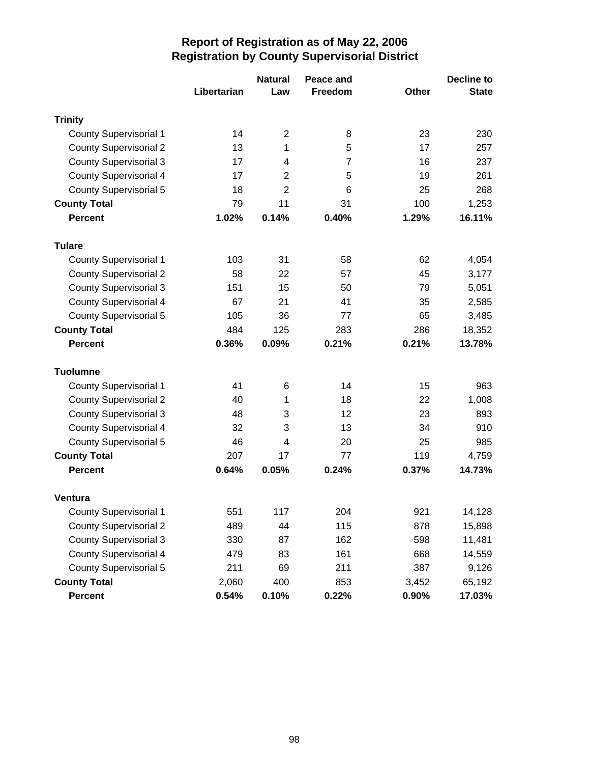# Report of Registration as of May 22, 2006
## Registration by County Supervisorial District

| | Libertarian | Natural Law | Peace and Freedom | Other | Decline to State |
|---|---|---|---|---|---|
| **Trinity** | | | | | |
| County Supervisorial 1 | 14 | 2 | 8 | 23 | 230 |
| County Supervisorial 2 | 13 | 1 | 5 | 17 | 257 |
| County Supervisorial 3 | 17 | 4 | 7 | 16 | 237 |
| County Supervisorial 4 | 17 | 2 | 5 | 19 | 261 |
| County Supervisorial 5 | 18 | 2 | 6 | 25 | 268 |
| **County Total** | 79 | 11 | 31 | 100 | 1,253 |
| **Percent** | **1.02%** | **0.14%** | **0.40%** | **1.29%** | **16.11%** |
| **Tulare** | | | | | |
| County Supervisorial 1 | 103 | 31 | 58 | 62 | 4,054 |
| County Supervisorial 2 | 58 | 22 | 57 | 45 | 3,177 |
| County Supervisorial 3 | 151 | 15 | 50 | 79 | 5,051 |
| County Supervisorial 4 | 67 | 21 | 41 | 35 | 2,585 |
| County Supervisorial 5 | 105 | 36 | 77 | 65 | 3,485 |
| **County Total** | 484 | 125 | 283 | 286 | 18,352 |
| **Percent** | **0.36%** | **0.09%** | **0.21%** | **0.21%** | **13.78%** |
| **Tuolumne** | | | | | |
| County Supervisorial 1 | 41 | 6 | 14 | 15 | 963 |
| County Supervisorial 2 | 40 | 1 | 18 | 22 | 1,008 |
| County Supervisorial 3 | 48 | 3 | 12 | 23 | 893 |
| County Supervisorial 4 | 32 | 3 | 13 | 34 | 910 |
| County Supervisorial 5 | 46 | 4 | 20 | 25 | 985 |
| **County Total** | 207 | 17 | 77 | 119 | 4,759 |
| **Percent** | **0.64%** | **0.05%** | **0.24%** | **0.37%** | **14.73%** |
| **Ventura** | | | | | |
| County Supervisorial 1 | 551 | 117 | 204 | 921 | 14,128 |
| County Supervisorial 2 | 489 | 44 | 115 | 878 | 15,898 |
| County Supervisorial 3 | 330 | 87 | 162 | 598 | 11,481 |
| County Supervisorial 4 | 479 | 83 | 161 | 668 | 14,559 |
| County Supervisorial 5 | 211 | 69 | 211 | 387 | 9,126 |
| **County Total** | 2,060 | 400 | 853 | 3,452 | 65,192 |
| **Percent** | **0.54%** | **0.10%** | **0.22%** | **0.90%** | **17.03%** |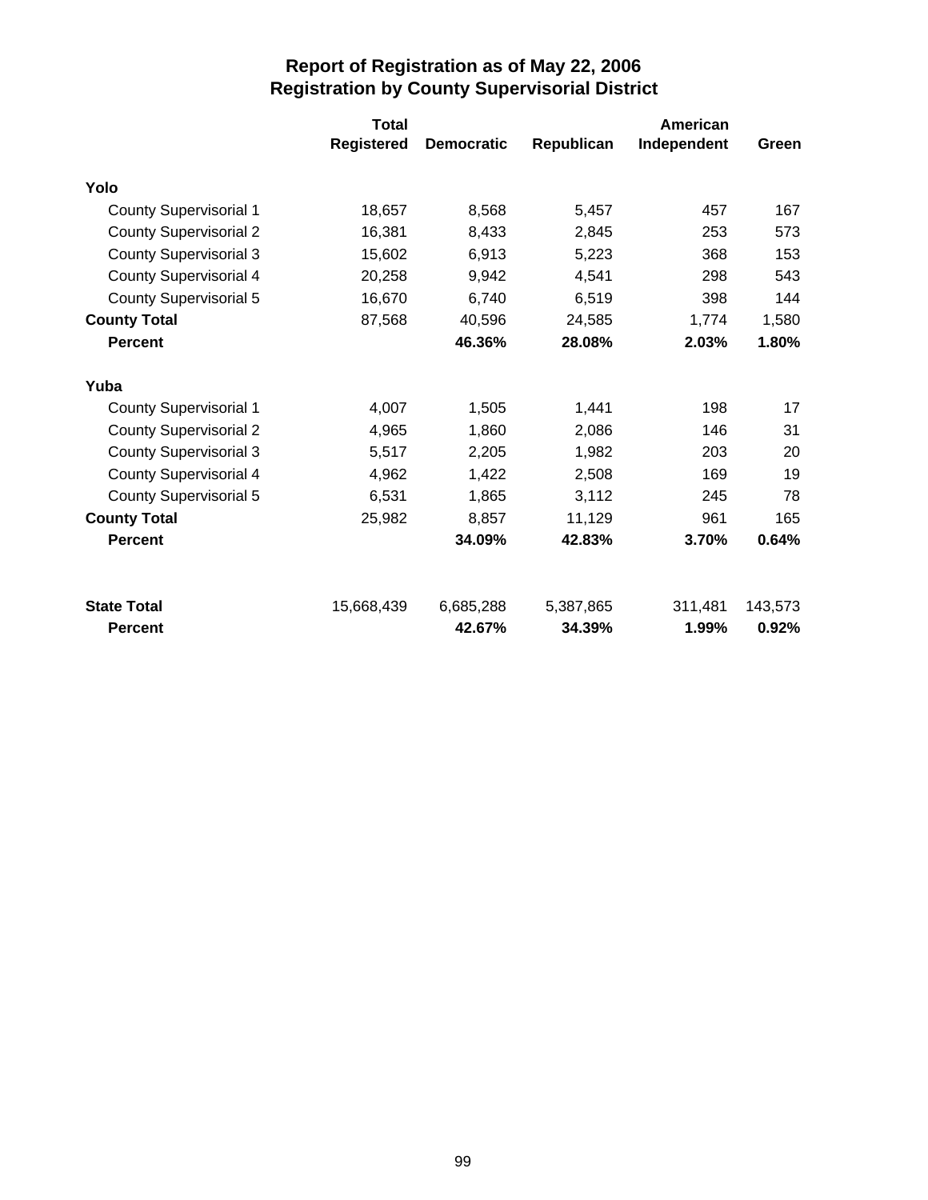# Report of Registration as of May 22, 2006
## Registration by County Supervisorial District

| | Total Registered | Democratic | Republican | American Independent | Green |
|---|---|---|---|---|---|
| **Yolo** | | | | | |
| County Supervisorial 1 | 18,657 | 8,568 | 5,457 | 457 | 167 |
| County Supervisorial 2 | 16,381 | 8,433 | 2,845 | 253 | 573 |
| County Supervisorial 3 | 15,602 | 6,913 | 5,223 | 368 | 153 |
| County Supervisorial 4 | 20,258 | 9,942 | 4,541 | 298 | 543 |
| County Supervisorial 5 | 16,670 | 6,740 | 6,519 | 398 | 144 |
| **County Total** | 87,568 | 40,596 | 24,585 | 1,774 | 1,580 |
| **Percent** | | **46.36%** | **28.08%** | **2.03%** | **1.80%** |
| **Yuba** | | | | | |
| County Supervisorial 1 | 4,007 | 1,505 | 1,441 | 198 | 17 |
| County Supervisorial 2 | 4,965 | 1,860 | 2,086 | 146 | 31 |
| County Supervisorial 3 | 5,517 | 2,205 | 1,982 | 203 | 20 |
| County Supervisorial 4 | 4,962 | 1,422 | 2,508 | 169 | 19 |
| County Supervisorial 5 | 6,531 | 1,865 | 3,112 | 245 | 78 |
| **County Total** | 25,982 | 8,857 | 11,129 | 961 | 165 |
| **Percent** | | **34.09%** | **42.83%** | **3.70%** | **0.64%** |
| **State Total** | 15,668,439 | 6,685,288 | 5,387,865 | 311,481 | 143,573 |
| **Percent** | | **42.67%** | **34.39%** | **1.99%** | **0.92%** |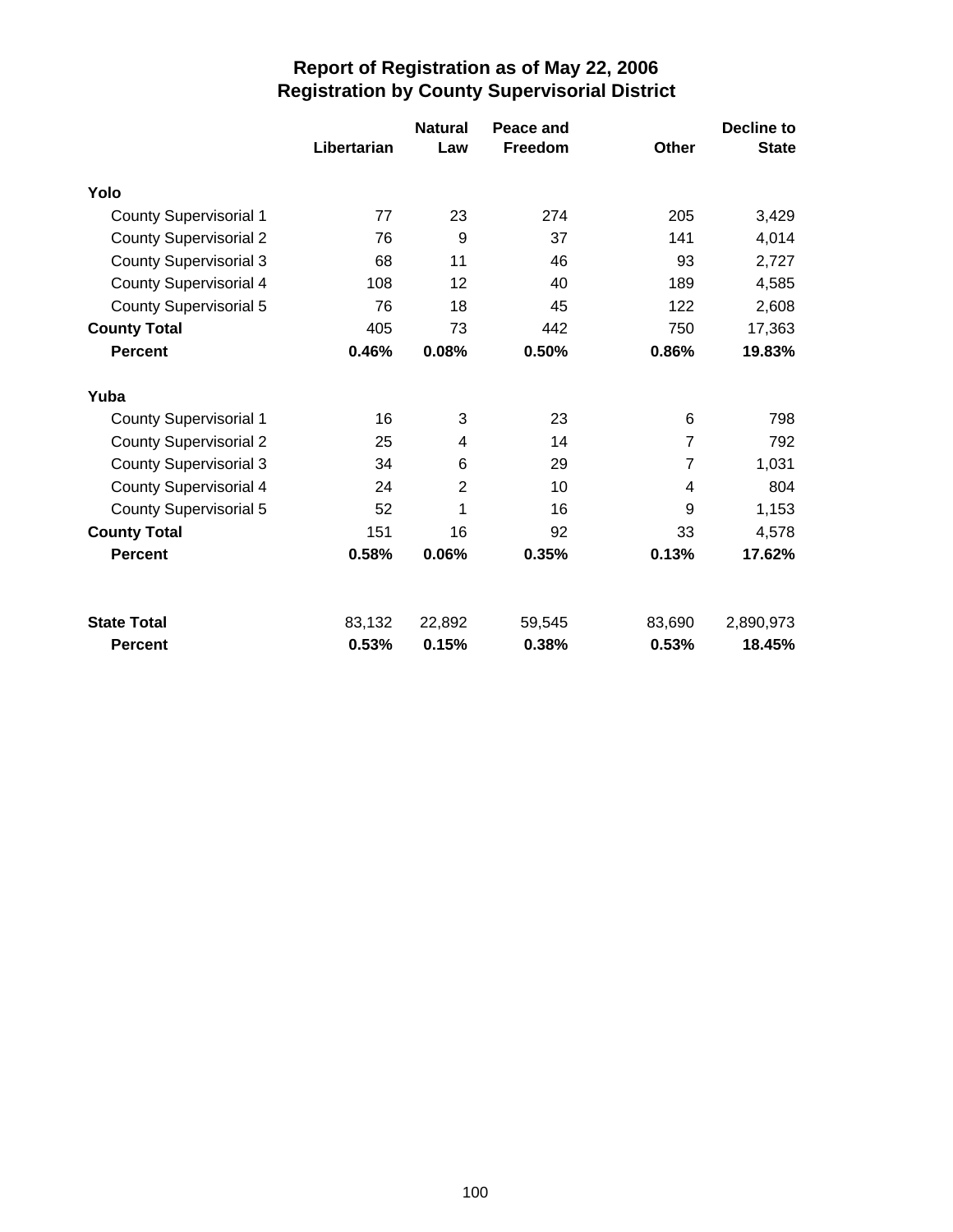# Report of Registration as of May 22, 2006
## Registration by County Supervisorial District

| | Libertarian | Natural Law | Peace and Freedom | Other | Decline to State |
|---|---|---|---|---|---|
| **Yolo** | | | | | |
| County Supervisorial 1 | 77 | 23 | 274 | 205 | 3,429 |
| County Supervisorial 2 | 76 | 9 | 37 | 141 | 4,014 |
| County Supervisorial 3 | 68 | 11 | 46 | 93 | 2,727 |
| County Supervisorial 4 | 108 | 12 | 40 | 189 | 4,585 |
| County Supervisorial 5 | 76 | 18 | 45 | 122 | 2,608 |
| **County Total** | 405 | 73 | 442 | 750 | 17,363 |
| **Percent** | **0.46%** | **0.08%** | **0.50%** | **0.86%** | **19.83%** |
| **Yuba** | | | | | |
| County Supervisorial 1 | 16 | 3 | 23 | 6 | 798 |
| County Supervisorial 2 | 25 | 4 | 14 | 7 | 792 |
| County Supervisorial 3 | 34 | 6 | 29 | 7 | 1,031 |
| County Supervisorial 4 | 24 | 2 | 10 | 4 | 804 |
| County Supervisorial 5 | 52 | 1 | 16 | 9 | 1,153 |
| **County Total** | 151 | 16 | 92 | 33 | 4,578 |
| **Percent** | **0.58%** | **0.06%** | **0.35%** | **0.13%** | **17.62%** |
| **State Total** | 83,132 | 22,892 | 59,545 | 83,690 | 2,890,973 |
| **Percent** | **0.53%** | **0.15%** | **0.38%** | **0.53%** | **18.45%** |